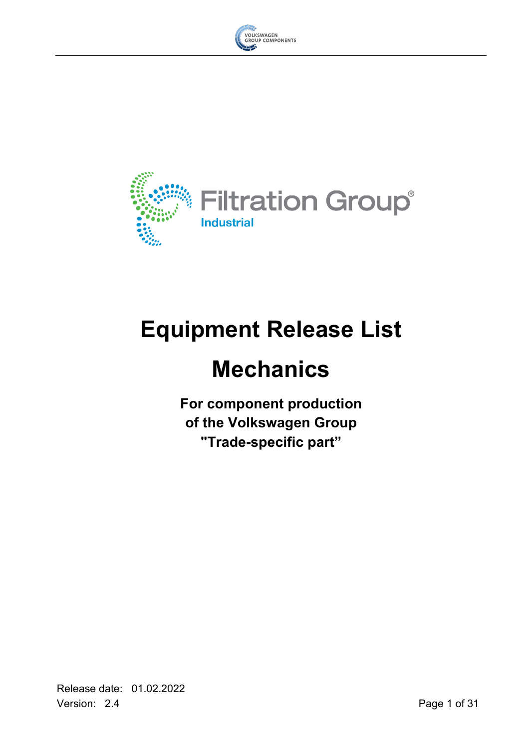Filtration Group®
Industrial

# Equipment Release List

# Mechanics

**For component production
of the Volkswagen Group
"Trade-specific part"**

Release date: 01.02.2022
Version: 2.4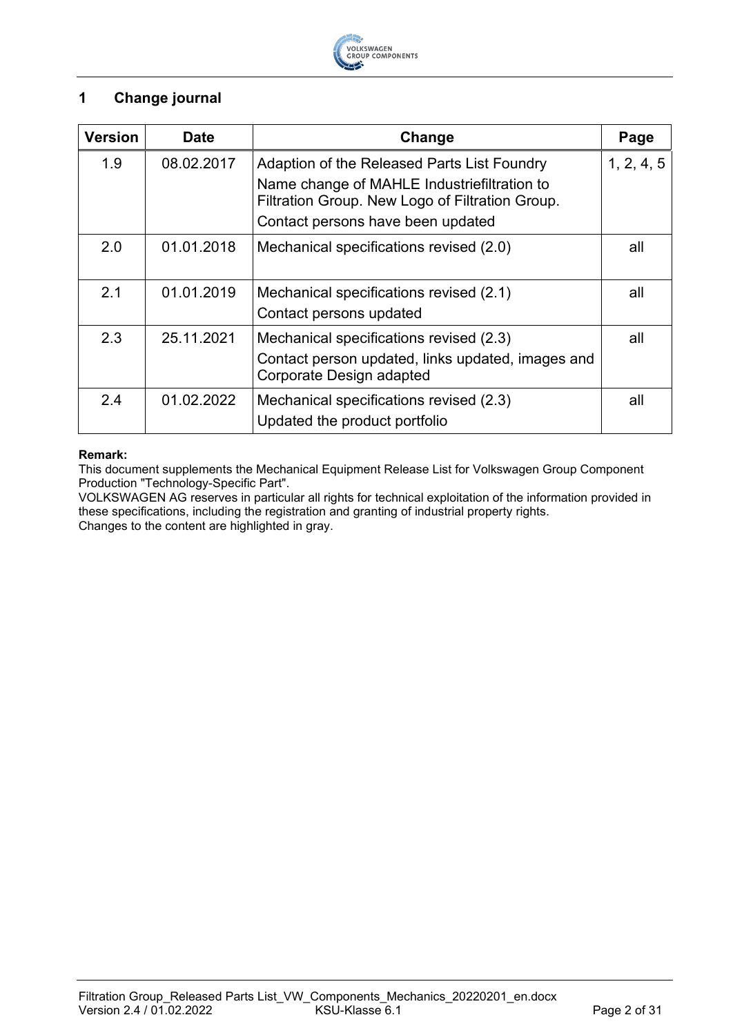# 1 Change journal

| Version | Date | Change | Page |
|---|---|---|---|
| 1.9 | 08.02.2017 | Adaption of the Released Parts List Foundry<br>Name change of MAHLE Industriefiltration to Filtration Group. New Logo of Filtration Group.<br>Contact persons have been updated | 1, 2, 4, 5 |
| 2.0 | 01.01.2018 | Mechanical specifications revised (2.0) | all |
| 2.1 | 01.01.2019 | Mechanical specifications revised (2.1)<br>Contact persons updated | all |
| 2.3 | 25.11.2021 | Mechanical specifications revised (2.3)<br>Contact person updated, links updated, images and Corporate Design adapted | all |
| 2.4 | 01.02.2022 | Mechanical specifications revised (2.3)<br>Updated the product portfolio | all |

**Remark:**
This document supplements the Mechanical Equipment Release List for Volkswagen Group Component Production "Technology-Specific Part".
VOLKSWAGEN AG reserves in particular all rights for technical exploitation of the information provided in these specifications, including the registration and granting of industrial property rights.
Changes to the content are highlighted in gray.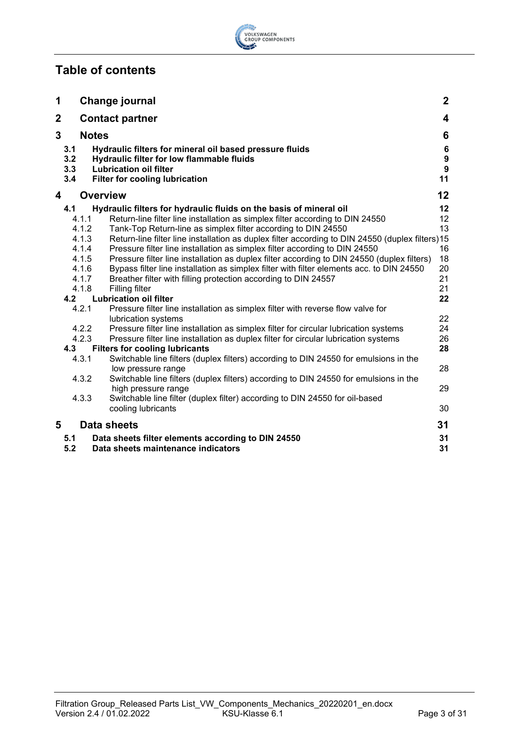# Table of contents

| | | |
|---|---|---|
| **1** | **Change journal** | **2** |
| **2** | **Contact partner** | **4** |
| **3** | **Notes** | **6** |
| **3.1** | **Hydraulic filters for mineral oil based pressure fluids** | **6** |
| **3.2** | **Hydraulic filter for low flammable fluids** | **9** |
| **3.3** | **Lubrication oil filter** | **9** |
| **3.4** | **Filter for cooling lubrication** | **11** |
| **4** | **Overview** | **12** |
| **4.1** | **Hydraulic filters for hydraulic fluids on the basis of mineral oil** | **12** |
| 4.1.1 | Return-line filter line installation as simplex filter according to DIN 24550 | 12 |
| 4.1.2 | Tank-Top Return-line as simplex filter according to DIN 24550 | 13 |
| 4.1.3 | Return-line filter line installation as duplex filter according to DIN 24550 (duplex filters) | 15 |
| 4.1.4 | Pressure filter line installation as simplex filter according to DIN 24550 | 16 |
| 4.1.5 | Pressure filter line installation as duplex filter according to DIN 24550 (duplex filters) | 18 |
| 4.1.6 | Bypass filter line installation as simplex filter with filter elements acc. to DIN 24550 | 20 |
| 4.1.7 | Breather filter with filling protection according to DIN 24557 | 21 |
| 4.1.8 | Filling filter | 21 |
| **4.2** | **Lubrication oil filter** | **22** |
| 4.2.1 | Pressure filter line installation as simplex filter with reverse flow valve for lubrication systems | 22 |
| 4.2.2 | Pressure filter line installation as simplex filter for circular lubrication systems | 24 |
| 4.2.3 | Pressure filter line installation as duplex filter for circular lubrication systems | 26 |
| **4.3** | **Filters for cooling lubricants** | **28** |
| 4.3.1 | Switchable line filters (duplex filters) according to DIN 24550 for emulsions in the low pressure range | 28 |
| 4.3.2 | Switchable line filters (duplex filters) according to DIN 24550 for emulsions in the high pressure range | 29 |
| 4.3.3 | Switchable line filter (duplex filter) according to DIN 24550 for oil-based cooling lubricants | 30 |
| **5** | **Data sheets** | **31** |
| **5.1** | **Data sheets filter elements according to DIN 24550** | **31** |
| **5.2** | **Data sheets maintenance indicators** | **31** |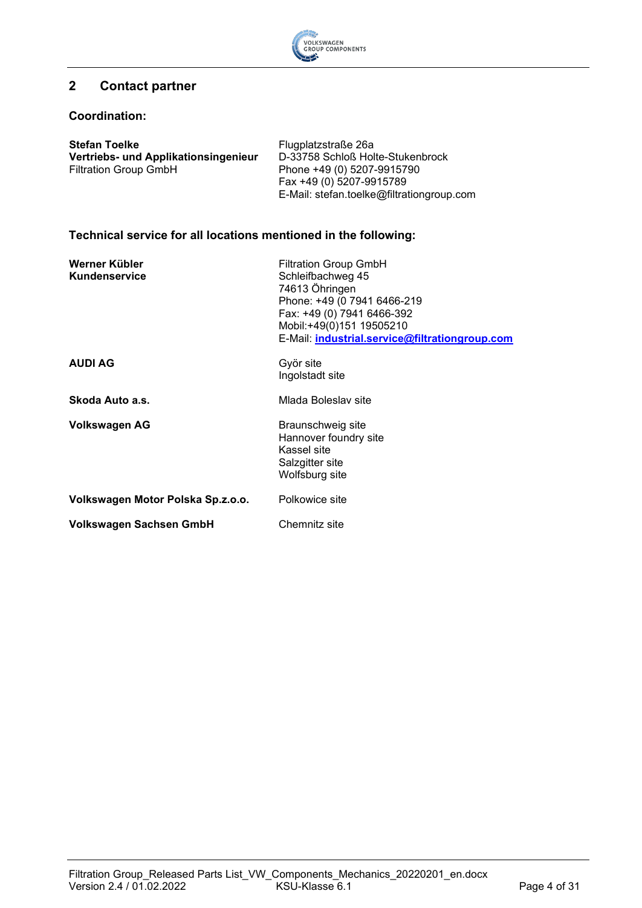## 2 Contact partner

**Coordination:**

| | |
|---|---|
| **Stefan Toelke**<br>**Vertriebs- und Applikationsingenieur**<br>Filtration Group GmbH | Flugplatzstraße 26a<br>D-33758 Schloß Holte-Stukenbrock<br>Phone +49 (0) 5207-9915790<br>Fax +49 (0) 5207-9915789<br>E-Mail: stefan.toelke@filtrationgroup.com |

**Technical service for all locations mentioned in the following:**

| | |
|---|---|
| **Werner Kübler**<br>**Kundenservice** | Filtration Group GmbH<br>Schleifbachweg 45<br>74613 Öhringen<br>Phone: +49 (0 7941 6466-219<br>Fax: +49 (0) 7941 6466-392<br>Mobil:+49(0)151 19505210<br>E-Mail: **industrial.service@filtrationgroup.com** |
| **AUDI AG** | Györ site<br>Ingolstadt site |
| **Skoda Auto a.s.** | Mlada Boleslav site |
| **Volkswagen AG** | Braunschweig site<br>Hannover foundry site<br>Kassel site<br>Salzgitter site<br>Wolfsburg site |
| **Volkswagen Motor Polska Sp.z.o.o.** | Polkowice site |
| **Volkswagen Sachsen GmbH** | Chemnitz site |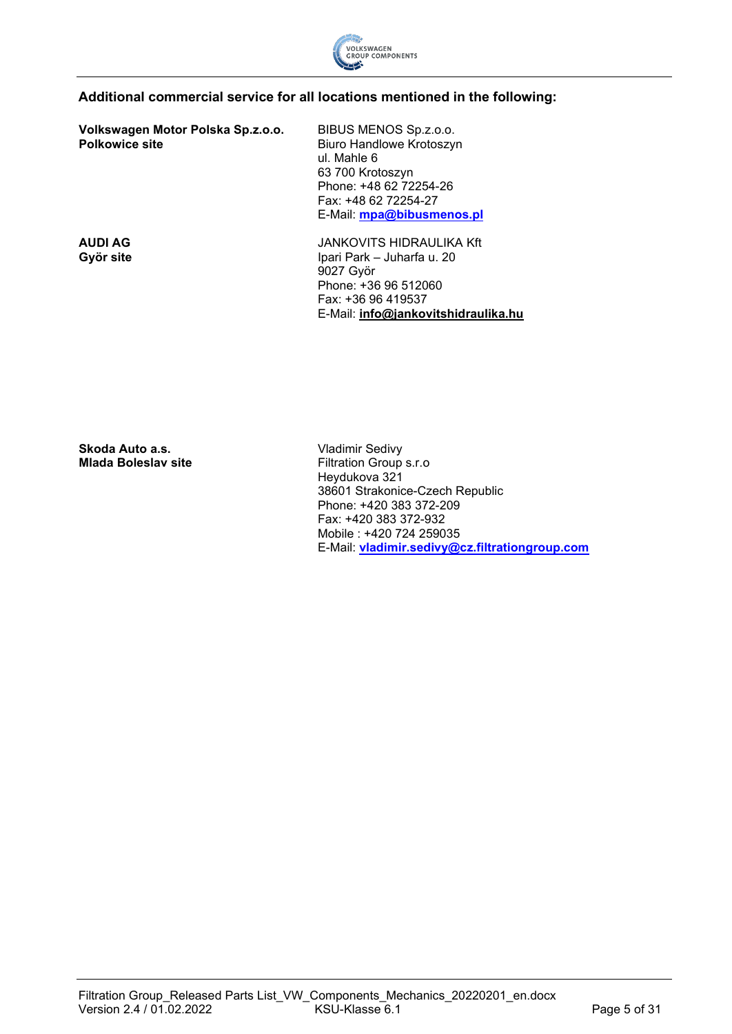### Additional commercial service for all locations mentioned in the following:

| | |
|---|---|
| **Volkswagen Motor Polska Sp.z.o.o.**<br>**Polkowice site** | BIBUS MENOS Sp.z.o.o.<br>Biuro Handlowe Krotoszyn<br>ul. Mahle 6<br>63 700 Krotoszyn<br>Phone: +48 62 72254-26<br>Fax: +48 62 72254-27<br>E-Mail: **mpa@bibusmenos.pl** |
| **AUDI AG**<br>**Györ site** | JANKOVITS HIDRAULIKA Kft<br>Ipari Park – Juharfa u. 20<br>9027 Györ<br>Phone: +36 96 512060<br>Fax: +36 96 419537<br>E-Mail: **info@jankovitshidraulika.hu** |
| **Skoda Auto a.s.**<br>**Mlada Boleslav site** | Vladimir Sedivy<br>Filtration Group s.r.o<br>Heydukova 321<br>38601 Strakonice-Czech Republic<br>Phone: +420 383 372-209<br>Fax: +420 383 372-932<br>Mobile : +420 724 259035<br>E-Mail: **vladimir.sedivy@cz.filtrationgroup.com** |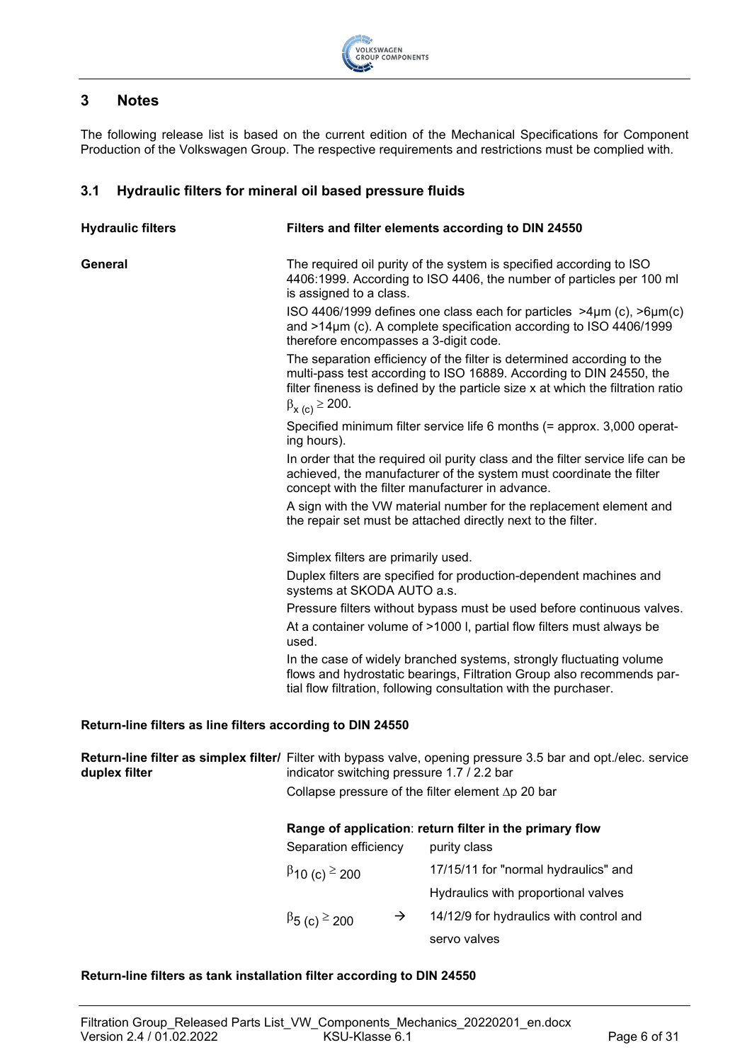## 3 Notes

The following release list is based on the current edition of the Mechanical Specifications for Component Production of the Volkswagen Group. The respective requirements and restrictions must be complied with.

### 3.1 Hydraulic filters for mineral oil based pressure fluids

**Hydraulic filters** — **Filters and filter elements according to DIN 24550**

**General**

The required oil purity of the system is specified according to ISO 4406:1999. According to ISO 4406, the number of particles per 100 ml is assigned to a class.

ISO 4406/1999 defines one class each for particles >4µm (c), >6µm(c) and >14µm (c). A complete specification according to ISO 4406/1999 therefore encompasses a 3-digit code.

The separation efficiency of the filter is determined according to the multi-pass test according to ISO 16889. According to DIN 24550, the filter fineness is defined by the particle size x at which the filtration ratio $\beta_{x\ (c)} \geq 200$.

Specified minimum filter service life 6 months (= approx. 3,000 operating hours).

In order that the required oil purity class and the filter service life can be achieved, the manufacturer of the system must coordinate the filter concept with the filter manufacturer in advance.

A sign with the VW material number for the replacement element and the repair set must be attached directly next to the filter.

Simplex filters are primarily used.

Duplex filters are specified for production-dependent machines and systems at SKODA AUTO a.s.

Pressure filters without bypass must be used before continuous valves.

At a container volume of >1000 l, partial flow filters must always be used.

In the case of widely branched systems, strongly fluctuating volume flows and hydrostatic bearings, Filtration Group also recommends partial flow filtration, following consultation with the purchaser.

#### Return-line filters as line filters according to DIN 24550

**Return-line filter as simplex filter/ duplex filter**

Filter with bypass valve, opening pressure 3.5 bar and opt./elec. service indicator switching pressure 1.7 / 2.2 bar

Collapse pressure of the filter element Δp 20 bar

**Range of application**: **return filter in the primary flow**

| Separation efficiency | | purity class |
|---|---|---|
| $\beta_{10\ (c)} \geq 200$ | | 17/15/11 for "normal hydraulics" and Hydraulics with proportional valves |
| $\beta_{5\ (c)} \geq 200$ | → | 14/12/9 for hydraulics with control and servo valves |

#### Return-line filters as tank installation filter according to DIN 24550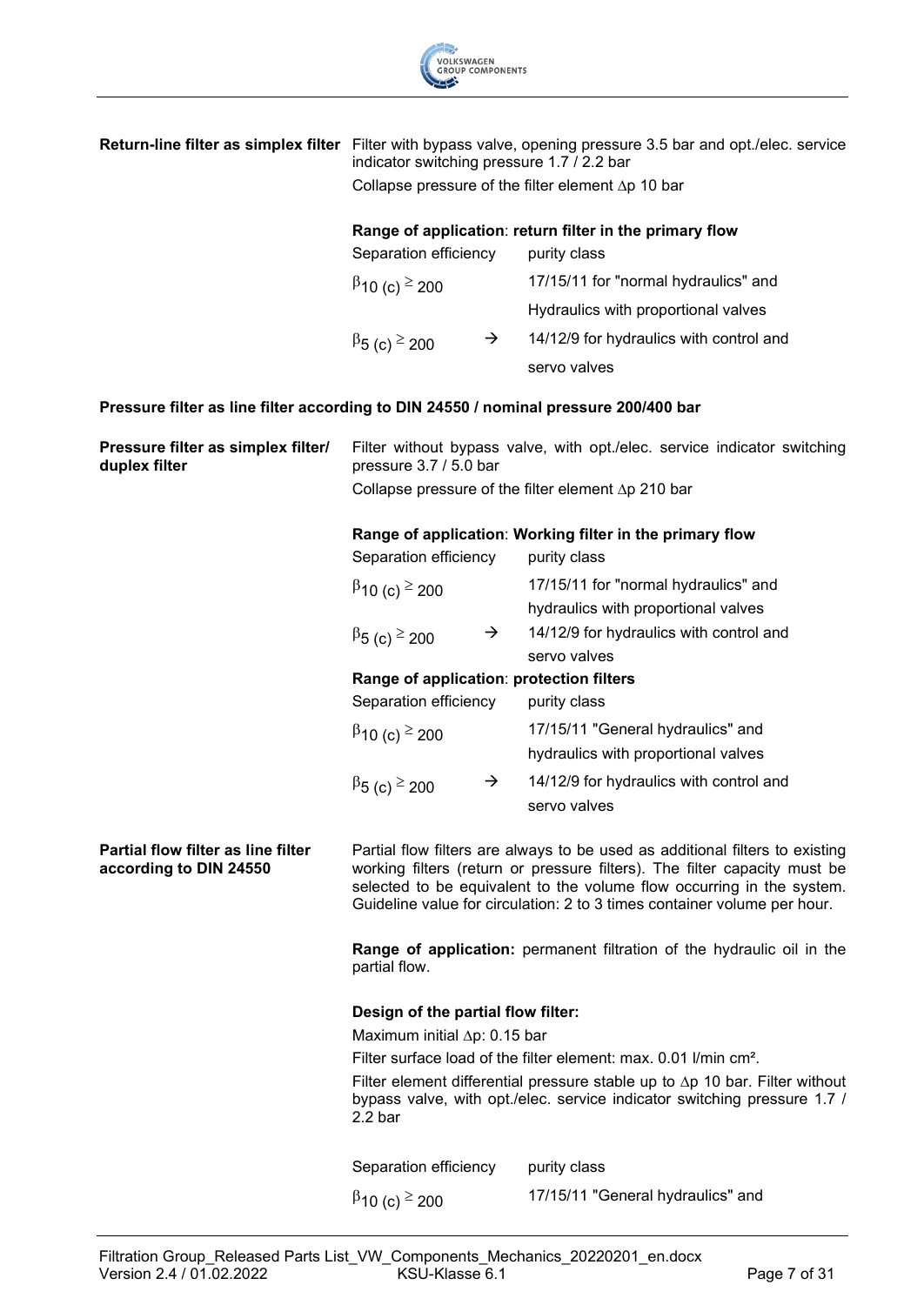**Return-line filter as simplex filter**

Filter with bypass valve, opening pressure 3.5 bar and opt./elec. service indicator switching pressure 1.7 / 2.2 bar

Collapse pressure of the filter element Δp 10 bar

**Range of application**: **return filter in the primary flow**

| Separation efficiency | | purity class |
|---|---|---|
| $\beta_{10\,(c)} \geq 200$ | | 17/15/11 for "normal hydraulics" and Hydraulics with proportional valves |
| $\beta_{5\,(c)} \geq 200$ | → | 14/12/9 for hydraulics with control and servo valves |

**Pressure filter as line filter according to DIN 24550 / nominal pressure 200/400 bar**

**Pressure filter as simplex filter/ duplex filter**

Filter without bypass valve, with opt./elec. service indicator switching pressure 3.7 / 5.0 bar

Collapse pressure of the filter element Δp 210 bar

**Range of application**: **Working filter in the primary flow**

| Separation efficiency | | purity class |
|---|---|---|
| $\beta_{10\,(c)} \geq 200$ | | 17/15/11 for "normal hydraulics" and hydraulics with proportional valves |
| $\beta_{5\,(c)} \geq 200$ | → | 14/12/9 for hydraulics with control and servo valves |

**Range of application**: **protection filters**

| Separation efficiency | | purity class |
|---|---|---|
| $\beta_{10\,(c)} \geq 200$ | | 17/15/11 "General hydraulics" and hydraulics with proportional valves |
| $\beta_{5\,(c)} \geq 200$ | → | 14/12/9 for hydraulics with control and servo valves |

**Partial flow filter as line filter according to DIN 24550**

Partial flow filters are always to be used as additional filters to existing working filters (return or pressure filters). The filter capacity must be selected to be equivalent to the volume flow occurring in the system. Guideline value for circulation: 2 to 3 times container volume per hour.

**Range of application:** permanent filtration of the hydraulic oil in the partial flow.

**Design of the partial flow filter:**

Maximum initial Δp: 0.15 bar

Filter surface load of the filter element: max. 0.01 l/min cm².

Filter element differential pressure stable up to Δp 10 bar. Filter without bypass valve, with opt./elec. service indicator switching pressure 1.7 / 2.2 bar

| Separation efficiency | purity class |
|---|---|
| $\beta_{10\,(c)} \geq 200$ | 17/15/11 "General hydraulics" and |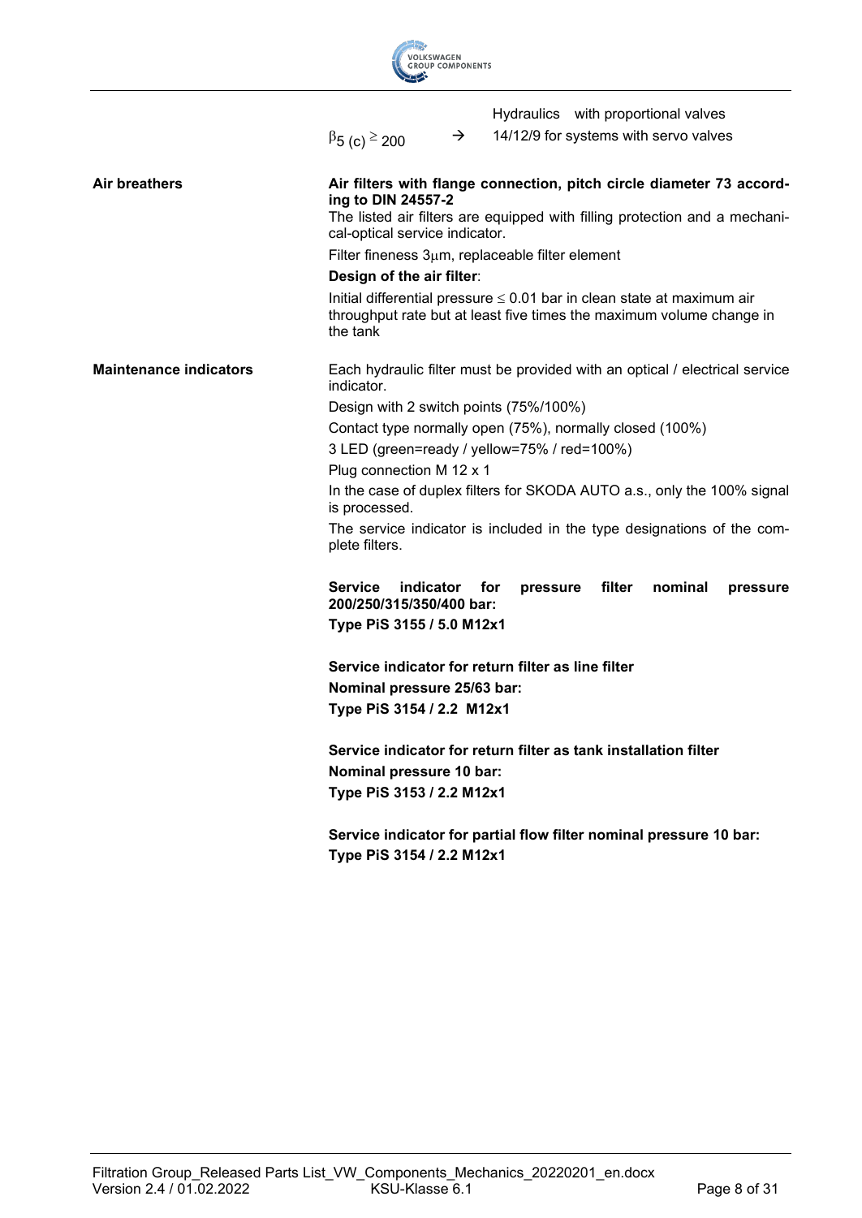| | | | |
|---|---|---|---|
| | | | Hydraulics with proportional valves |
| | $\beta_{5\,(c)} \geq 200$ | → | 14/12/9 for systems with servo valves |

**Air breathers**

**Air filters with flange connection, pitch circle diameter 73 according to DIN 24557-2**

The listed air filters are equipped with filling protection and a mechanical-optical service indicator.

Filter fineness 3μm, replaceable filter element

**Design of the air filter**:

Initial differential pressure ≤ 0.01 bar in clean state at maximum air throughput rate but at least five times the maximum volume change in the tank

**Maintenance indicators**

Each hydraulic filter must be provided with an optical / electrical service indicator.

Design with 2 switch points (75%/100%)

Contact type normally open (75%), normally closed (100%)

3 LED (green=ready / yellow=75% / red=100%)

Plug connection M 12 x 1

In the case of duplex filters for SKODA AUTO a.s., only the 100% signal is processed.

The service indicator is included in the type designations of the complete filters.

**Service indicator for pressure filter nominal pressure 200/250/315/350/400 bar:**
**Type PiS 3155 / 5.0 M12x1**

**Service indicator for return filter as line filter**
**Nominal pressure 25/63 bar:**
**Type PiS 3154 / 2.2 M12x1**

**Service indicator for return filter as tank installation filter**
**Nominal pressure 10 bar:**
**Type PiS 3153 / 2.2 M12x1**

**Service indicator for partial flow filter nominal pressure 10 bar:**
**Type PiS 3154 / 2.2 M12x1**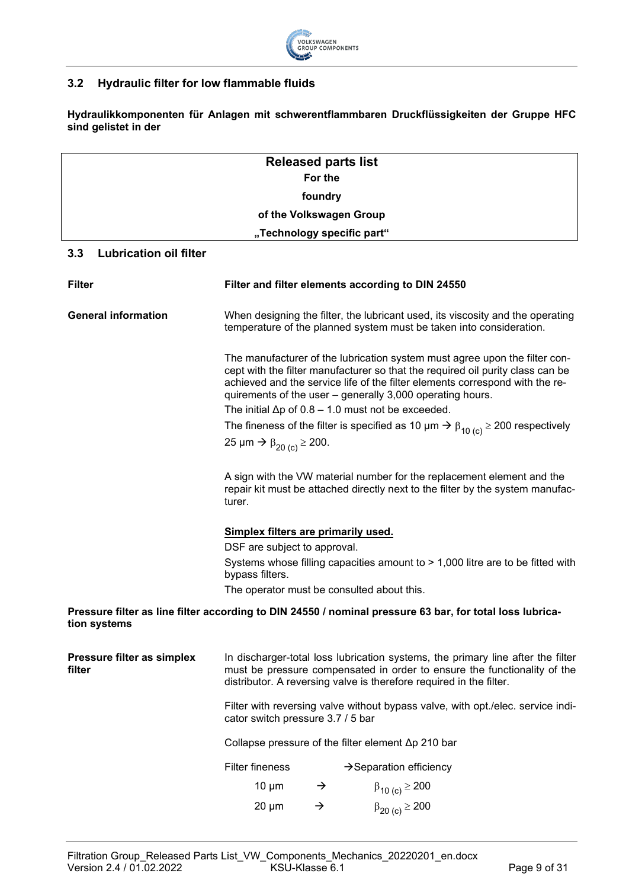## 3.2 Hydraulic filter for low flammable fluids

**Hydraulikkomponenten für Anlagen mit schwerentflammbaren Druckflüssigkeiten der Gruppe HFC sind gelistet in der**

| **Released parts list** |
|---|
| **For the** |
| **foundry** |
| **of the Volkswagen Group** |
| **„Technology specific part“** |

## 3.3 Lubrication oil filter

**Filter** — **Filter and filter elements according to DIN 24550**

**General information**

When designing the filter, the lubricant used, its viscosity and the operating temperature of the planned system must be taken into consideration.

The manufacturer of the lubrication system must agree upon the filter concept with the filter manufacturer so that the required oil purity class can be achieved and the service life of the filter elements correspond with the requirements of the user – generally 3,000 operating hours.

The initial Δp of 0.8 – 1.0 must not be exceeded.

The fineness of the filter is specified as 10 µm → $\beta_{10\,(c)} \geq 200$ respectively 25 µm → $\beta_{20\,(c)} \geq 200$.

A sign with the VW material number for the replacement element and the repair kit must be attached directly next to the filter by the system manufacturer.

<u>**Simplex filters are primarily used.**</u>

DSF are subject to approval.

Systems whose filling capacities amount to > 1,000 litre are to be fitted with bypass filters.

The operator must be consulted about this.

**Pressure filter as line filter according to DIN 24550 / nominal pressure 63 bar, for total loss lubrication systems**

**Pressure filter as simplex filter**

In discharger-total loss lubrication systems, the primary line after the filter must be pressure compensated in order to ensure the functionality of the distributor. A reversing valve is therefore required in the filter.

Filter with reversing valve without bypass valve, with opt./elec. service indicator switch pressure 3.7 / 5 bar

Collapse pressure of the filter element Δp 210 bar

| Filter fineness | | →Separation efficiency |
|---|---|---|
| 10 µm | → | $\beta_{10\,(c)} \geq 200$ |
| 20 µm | → | $\beta_{20\,(c)} \geq 200$ |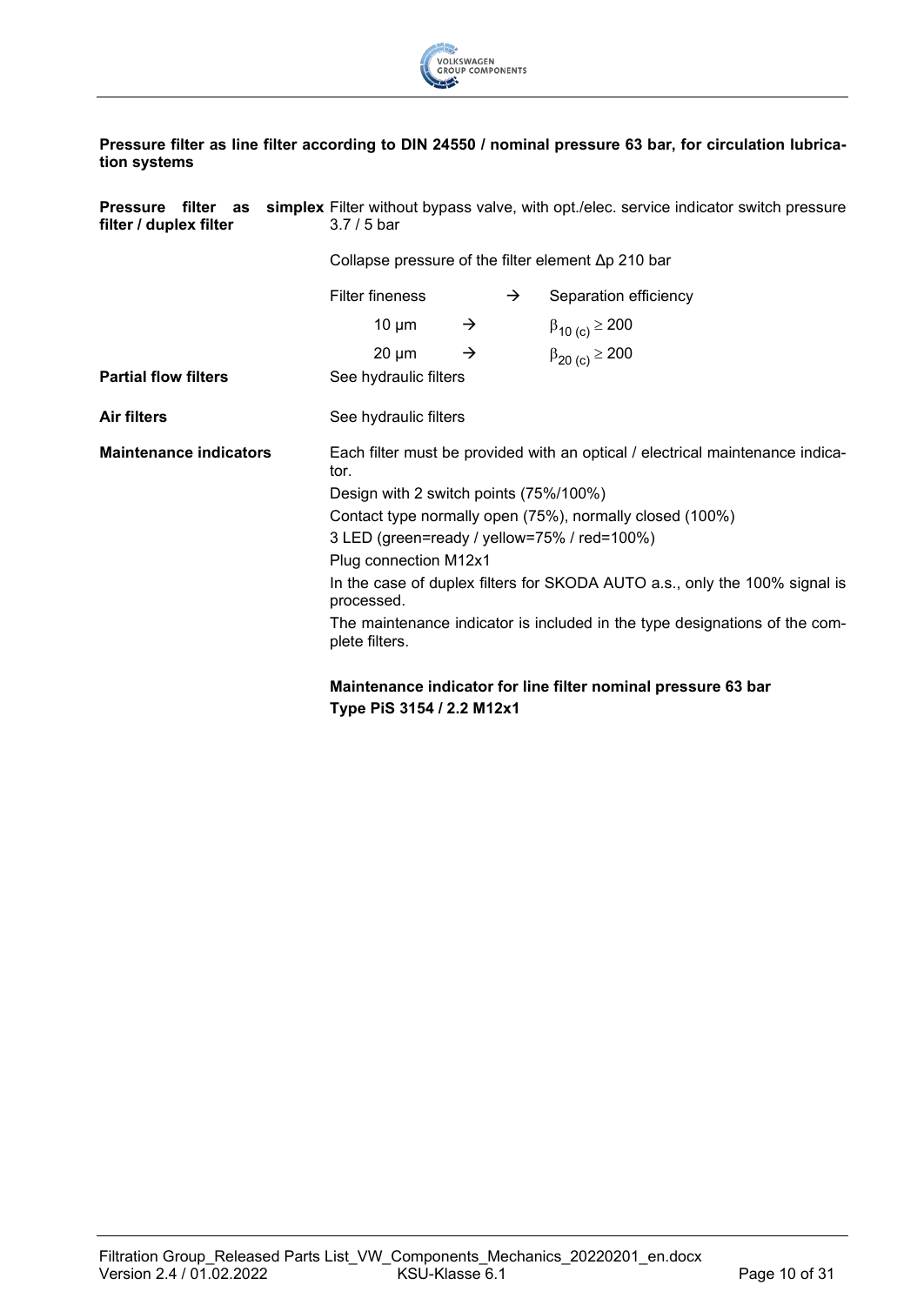**Pressure filter as line filter according to DIN 24550 / nominal pressure 63 bar, for circulation lubrication systems**

**Pressure filter as simplex filter / duplex filter**

Filter without bypass valve, with opt./elec. service indicator switch pressure 3.7 / 5 bar

Collapse pressure of the filter element Δp 210 bar

| Filter fineness | → | Separation efficiency |
|---|---|---|
| 10 µm | → | $\beta_{10\,(c)} \geq 200$ |
| 20 µm | → | $\beta_{20\,(c)} \geq 200$ |

**Partial flow filters**

See hydraulic filters

**Air filters**

See hydraulic filters

**Maintenance indicators**

Each filter must be provided with an optical / electrical maintenance indicator.

Design with 2 switch points (75%/100%)

Contact type normally open (75%), normally closed (100%)

3 LED (green=ready / yellow=75% / red=100%)

Plug connection M12x1

In the case of duplex filters for SKODA AUTO a.s., only the 100% signal is processed.

The maintenance indicator is included in the type designations of the complete filters.

**Maintenance indicator for line filter nominal pressure 63 bar**
**Type PiS 3154 / 2.2 M12x1**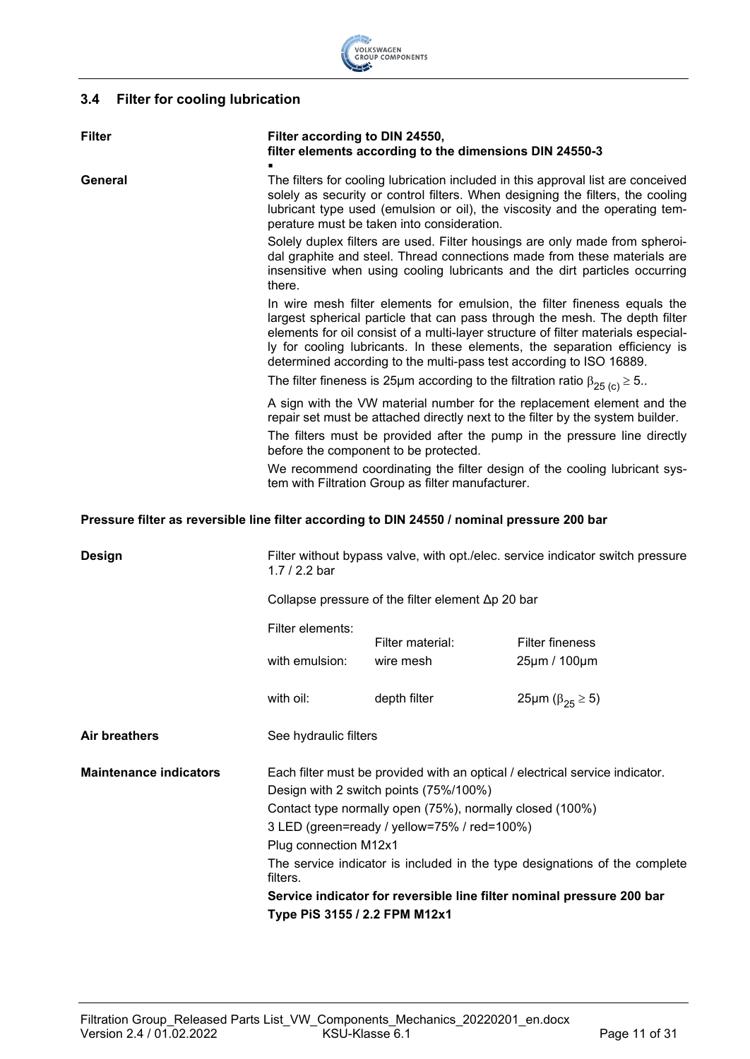## 3.4 Filter for cooling lubrication

| | |
|---|---|
| **Filter** | **Filter according to DIN 24550, filter elements according to the dimensions DIN 24550-3** |

**General**

The filters for cooling lubrication included in this approval list are conceived solely as security or control filters. When designing the filters, the cooling lubricant type used (emulsion or oil), the viscosity and the operating temperature must be taken into consideration.

Solely duplex filters are used. Filter housings are only made from spheroidal graphite and steel. Thread connections made from these materials are insensitive when using cooling lubricants and the dirt particles occurring there.

In wire mesh filter elements for emulsion, the filter fineness equals the largest spherical particle that can pass through the mesh. The depth filter elements for oil consist of a multi-layer structure of filter materials especially for cooling lubricants. In these elements, the separation efficiency is determined according to the multi-pass test according to ISO 16889.

The filter fineness is 25µm according to the filtration ratio $\beta_{25\,(c)} \geq 5$..

A sign with the VW material number for the replacement element and the repair set must be attached directly next to the filter by the system builder.

The filters must be provided after the pump in the pressure line directly before the component to be protected.

We recommend coordinating the filter design of the cooling lubricant system with Filtration Group as filter manufacturer.

**Pressure filter as reversible line filter according to DIN 24550 / nominal pressure 200 bar**

**Design**

Filter without bypass valve, with opt./elec. service indicator switch pressure 1.7 / 2.2 bar

Collapse pressure of the filter element Δp 20 bar

| Filter elements: | Filter material: | Filter fineness |
|---|---|---|
| with emulsion: | wire mesh | 25µm / 100µm |
| with oil: | depth filter | 25µm ($\beta_{25} \geq 5$) |

**Air breathers**

See hydraulic filters

**Maintenance indicators**

Each filter must be provided with an optical / electrical service indicator.
Design with 2 switch points (75%/100%)
Contact type normally open (75%), normally closed (100%)
3 LED (green=ready / yellow=75% / red=100%)
Plug connection M12x1

The service indicator is included in the type designations of the complete filters.

**Service indicator for reversible line filter nominal pressure 200 bar**
**Type PiS 3155 / 2.2 FPM M12x1**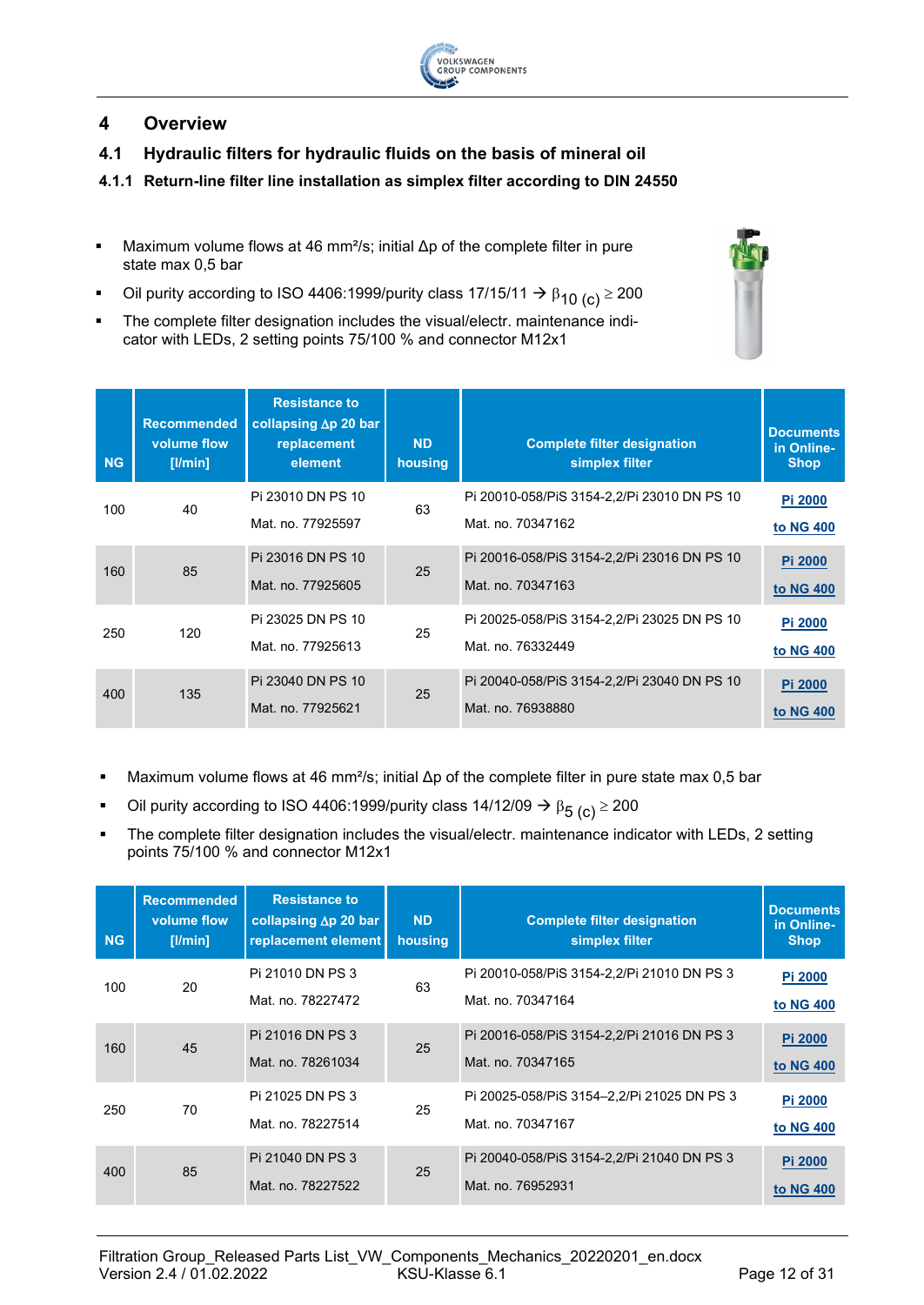# 4 Overview

## 4.1 Hydraulic filters for hydraulic fluids on the basis of mineral oil

### 4.1.1 Return-line filter line installation as simplex filter according to DIN 24550

- Maximum volume flows at 46 mm²/s; initial Δp of the complete filter in pure state max 0,5 bar
- Oil purity according to ISO 4406:1999/purity class 17/15/11 → $\beta_{10\ (c)} \geq 200$
- The complete filter designation includes the visual/electr. maintenance indicator with LEDs, 2 setting points 75/100 % and connector M12x1

| NG | Recommended volume flow [l/min] | Resistance to collapsing Δp 20 bar replacement element | ND housing | Complete filter designation simplex filter | Documents in Online-Shop |
|---|---|---|---|---|---|
| 100 | 40 | Pi 23010 DN PS 10<br>Mat. no. 77925597 | 63 | Pi 20010-058/PiS 3154-2,2/Pi 23010 DN PS 10<br>Mat. no. 70347162 | Pi 2000<br>to NG 400 |
| 160 | 85 | Pi 23016 DN PS 10<br>Mat. no. 77925605 | 25 | Pi 20016-058/PiS 3154-2,2/Pi 23016 DN PS 10<br>Mat. no. 70347163 | Pi 2000<br>to NG 400 |
| 250 | 120 | Pi 23025 DN PS 10<br>Mat. no. 77925613 | 25 | Pi 20025-058/PiS 3154-2,2/Pi 23025 DN PS 10<br>Mat. no. 76332449 | Pi 2000<br>to NG 400 |
| 400 | 135 | Pi 23040 DN PS 10<br>Mat. no. 77925621 | 25 | Pi 20040-058/PiS 3154-2,2/Pi 23040 DN PS 10<br>Mat. no. 76938880 | Pi 2000<br>to NG 400 |

- Maximum volume flows at 46 mm²/s; initial Δp of the complete filter in pure state max 0,5 bar
- Oil purity according to ISO 4406:1999/purity class 14/12/09 → $\beta_{5\ (c)} \geq 200$
- The complete filter designation includes the visual/electr. maintenance indicator with LEDs, 2 setting points 75/100 % and connector M12x1

| NG | Recommended volume flow [l/min] | Resistance to collapsing Δp 20 bar replacement element | ND housing | Complete filter designation simplex filter | Documents in Online-Shop |
|---|---|---|---|---|---|
| 100 | 20 | Pi 21010 DN PS 3<br>Mat. no. 78227472 | 63 | Pi 20010-058/PiS 3154-2,2/Pi 21010 DN PS 3<br>Mat. no. 70347164 | Pi 2000<br>to NG 400 |
| 160 | 45 | Pi 21016 DN PS 3<br>Mat. no. 78261034 | 25 | Pi 20016-058/PiS 3154-2,2/Pi 21016 DN PS 3<br>Mat. no. 70347165 | Pi 2000<br>to NG 400 |
| 250 | 70 | Pi 21025 DN PS 3<br>Mat. no. 78227514 | 25 | Pi 20025-058/PiS 3154–2,2/Pi 21025 DN PS 3<br>Mat. no. 70347167 | Pi 2000<br>to NG 400 |
| 400 | 85 | Pi 21040 DN PS 3<br>Mat. no. 78227522 | 25 | Pi 20040-058/PiS 3154-2,2/Pi 21040 DN PS 3<br>Mat. no. 76952931 | Pi 2000<br>to NG 400 |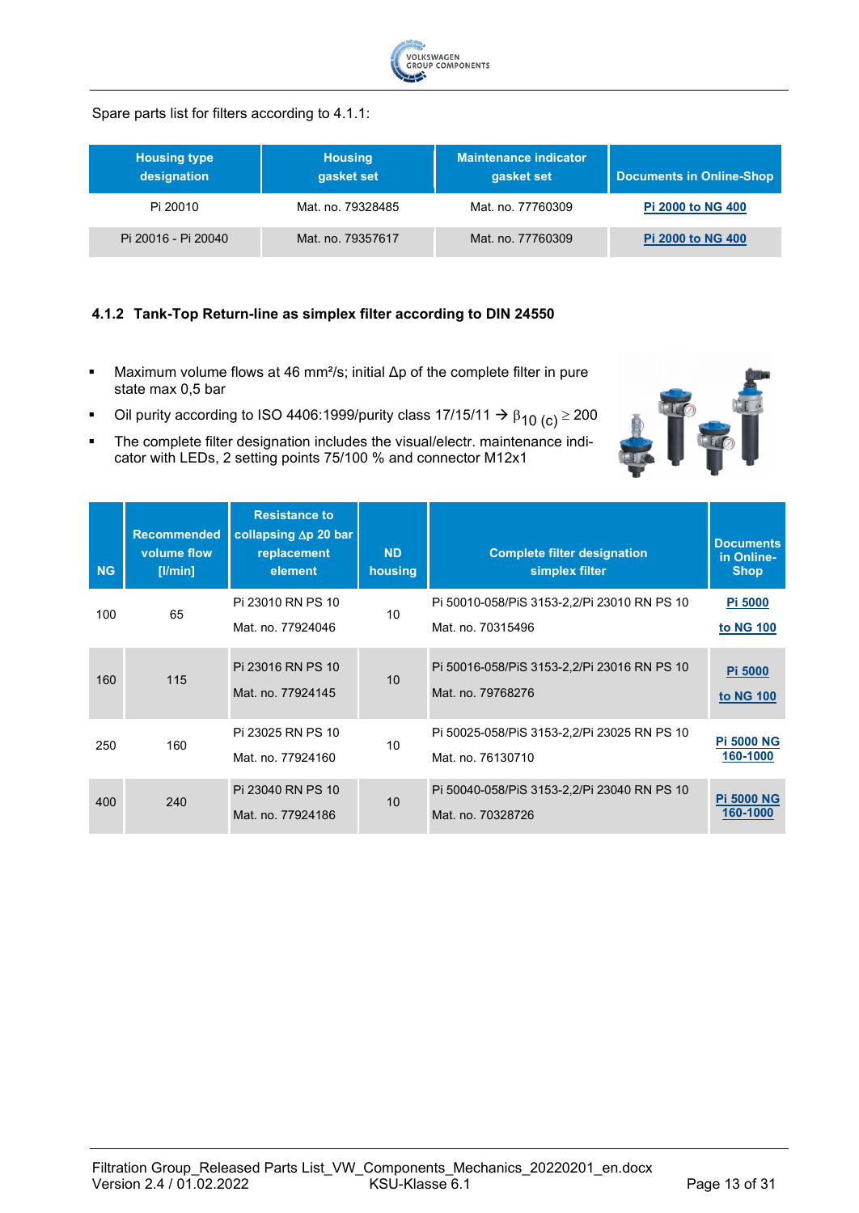Spare parts list for filters according to 4.1.1:

| Housing type designation | Housing gasket set | Maintenance indicator gasket set | Documents in Online-Shop |
|---|---|---|---|
| Pi 20010 | Mat. no. 79328485 | Mat. no. 77760309 | Pi 2000 to NG 400 |
| Pi 20016 - Pi 20040 | Mat. no. 79357617 | Mat. no. 77760309 | Pi 2000 to NG 400 |

### 4.1.2 Tank-Top Return-line as simplex filter according to DIN 24550

- Maximum volume flows at 46 mm²/s; initial Δp of the complete filter in pure state max 0,5 bar
- Oil purity according to ISO 4406:1999/purity class 17/15/11 → $\beta_{10\ (c)} \geq 200$
- The complete filter designation includes the visual/electr. maintenance indicator with LEDs, 2 setting points 75/100 % and connector M12x1

| NG | Recommended volume flow [l/min] | Resistance to collapsing Δp 20 bar replacement element | ND housing | Complete filter designation simplex filter | Documents in Online-Shop |
|---|---|---|---|---|---|
| 100 | 65 | Pi 23010 RN PS 10<br>Mat. no. 77924046 | 10 | Pi 50010-058/PiS 3153-2,2/Pi 23010 RN PS 10<br>Mat. no. 70315496 | Pi 5000 to NG 100 |
| 160 | 115 | Pi 23016 RN PS 10<br>Mat. no. 77924145 | 10 | Pi 50016-058/PiS 3153-2,2/Pi 23016 RN PS 10<br>Mat. no. 79768276 | Pi 5000 to NG 100 |
| 250 | 160 | Pi 23025 RN PS 10<br>Mat. no. 77924160 | 10 | Pi 50025-058/PiS 3153-2,2/Pi 23025 RN PS 10<br>Mat. no. 76130710 | Pi 5000 NG 160-1000 |
| 400 | 240 | Pi 23040 RN PS 10<br>Mat. no. 77924186 | 10 | Pi 50040-058/PiS 3153-2,2/Pi 23040 RN PS 10<br>Mat. no. 70328726 | Pi 5000 NG 160-1000 |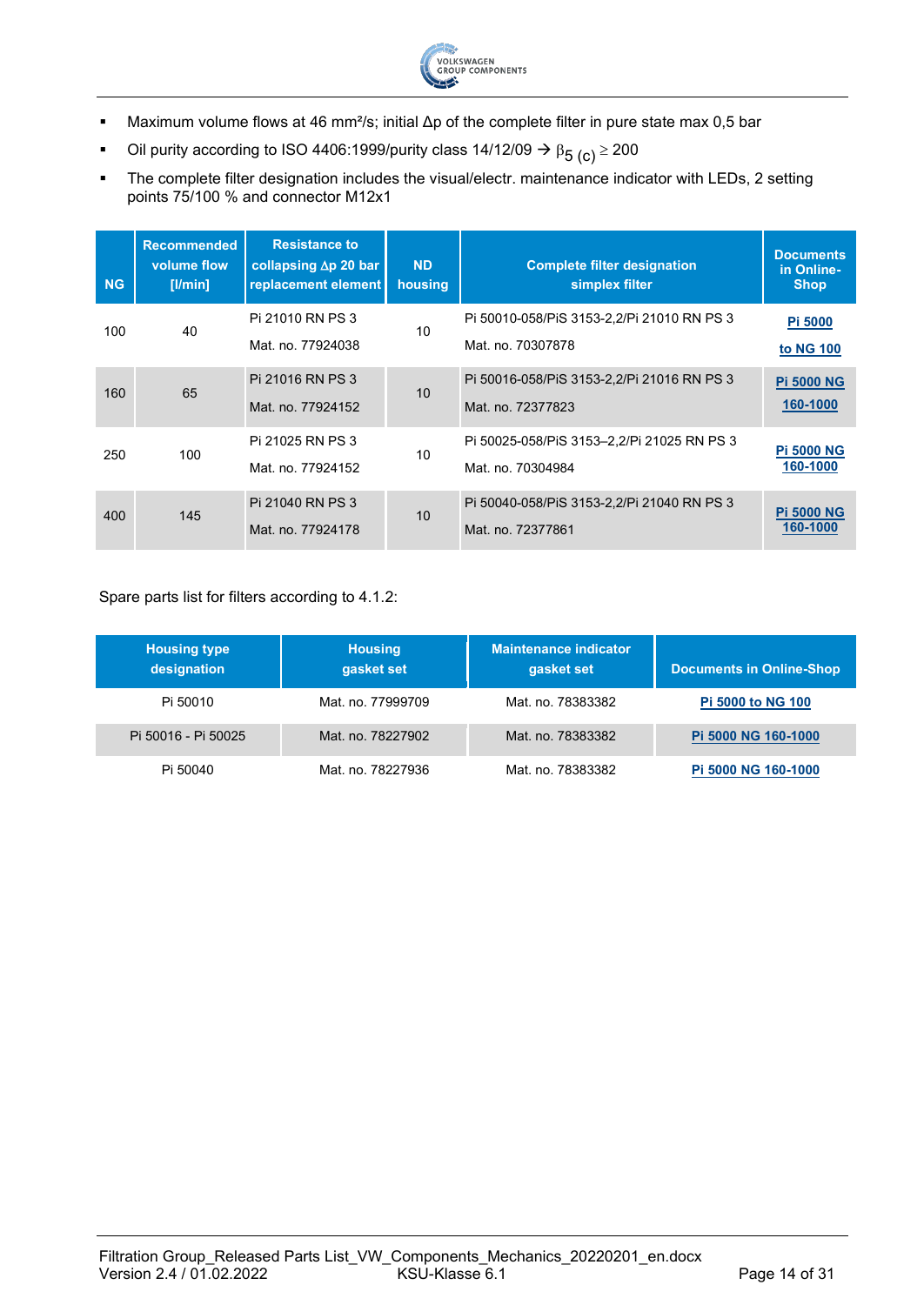- Maximum volume flows at 46 mm²/s; initial Δp of the complete filter in pure state max 0,5 bar
- Oil purity according to ISO 4406:1999/purity class 14/12/09 → $\beta_{5\,(c)} \geq 200$
- The complete filter designation includes the visual/electr. maintenance indicator with LEDs, 2 setting points 75/100 % and connector M12x1

| NG | Recommended volume flow [l/min] | Resistance to collapsing Δp 20 bar replacement element | ND housing | Complete filter designation simplex filter | Documents in Online-Shop |
|---|---|---|---|---|---|
| 100 | 40 | Pi 21010 RN PS 3<br>Mat. no. 77924038 | 10 | Pi 50010-058/PiS 3153-2,2/Pi 21010 RN PS 3<br>Mat. no. 70307878 | Pi 5000 to NG 100 |
| 160 | 65 | Pi 21016 RN PS 3<br>Mat. no. 77924152 | 10 | Pi 50016-058/PiS 3153-2,2/Pi 21016 RN PS 3<br>Mat. no. 72377823 | Pi 5000 NG 160-1000 |
| 250 | 100 | Pi 21025 RN PS 3<br>Mat. no. 77924152 | 10 | Pi 50025-058/PiS 3153–2,2/Pi 21025 RN PS 3<br>Mat. no. 70304984 | Pi 5000 NG 160-1000 |
| 400 | 145 | Pi 21040 RN PS 3<br>Mat. no. 77924178 | 10 | Pi 50040-058/PiS 3153-2,2/Pi 21040 RN PS 3<br>Mat. no. 72377861 | Pi 5000 NG 160-1000 |

Spare parts list for filters according to 4.1.2:

| Housing type designation | Housing gasket set | Maintenance indicator gasket set | Documents in Online-Shop |
|---|---|---|---|
| Pi 50010 | Mat. no. 77999709 | Mat. no. 78383382 | Pi 5000 to NG 100 |
| Pi 50016 - Pi 50025 | Mat. no. 78227902 | Mat. no. 78383382 | Pi 5000 NG 160-1000 |
| Pi 50040 | Mat. no. 78227936 | Mat. no. 78383382 | Pi 5000 NG 160-1000 |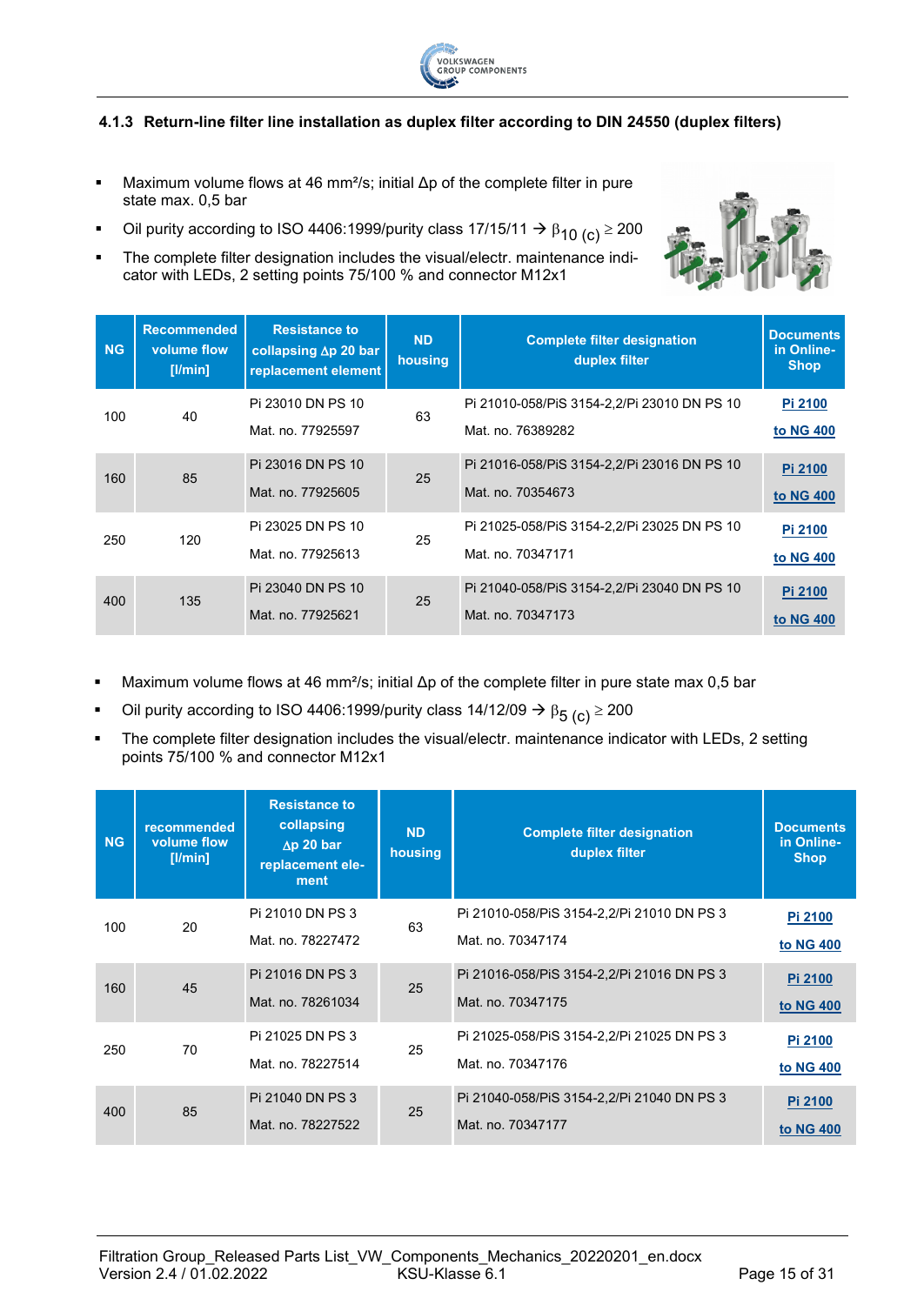### 4.1.3 Return-line filter line installation as duplex filter according to DIN 24550 (duplex filters)

- Maximum volume flows at 46 mm²/s; initial Δp of the complete filter in pure state max. 0,5 bar
- Oil purity according to ISO 4406:1999/purity class 17/15/11 → $\beta_{10\,(c)} \geq 200$
- The complete filter designation includes the visual/electr. maintenance indicator with LEDs, 2 setting points 75/100 % and connector M12x1

| NG | Recommended volume flow [l/min] | Resistance to collapsing Δp 20 bar replacement element | ND housing | Complete filter designation duplex filter | Documents in Online-Shop |
|---|---|---|---|---|---|
| 100 | 40 | Pi 23010 DN PS 10<br>Mat. no. 77925597 | 63 | Pi 21010-058/PiS 3154-2,2/Pi 23010 DN PS 10<br>Mat. no. 76389282 | Pi 2100<br>to NG 400 |
| 160 | 85 | Pi 23016 DN PS 10<br>Mat. no. 77925605 | 25 | Pi 21016-058/PiS 3154-2,2/Pi 23016 DN PS 10<br>Mat. no. 70354673 | Pi 2100<br>to NG 400 |
| 250 | 120 | Pi 23025 DN PS 10<br>Mat. no. 77925613 | 25 | Pi 21025-058/PiS 3154-2,2/Pi 23025 DN PS 10<br>Mat. no. 70347171 | Pi 2100<br>to NG 400 |
| 400 | 135 | Pi 23040 DN PS 10<br>Mat. no. 77925621 | 25 | Pi 21040-058/PiS 3154-2,2/Pi 23040 DN PS 10<br>Mat. no. 70347173 | Pi 2100<br>to NG 400 |

- Maximum volume flows at 46 mm²/s; initial Δp of the complete filter in pure state max 0,5 bar
- Oil purity according to ISO 4406:1999/purity class 14/12/09 → $\beta_{5\,(c)} \geq 200$
- The complete filter designation includes the visual/electr. maintenance indicator with LEDs, 2 setting points 75/100 % and connector M12x1

| NG | recommended volume flow [l/min] | Resistance to collapsing Δp 20 bar replacement element | ND housing | Complete filter designation duplex filter | Documents in Online-Shop |
|---|---|---|---|---|---|
| 100 | 20 | Pi 21010 DN PS 3<br>Mat. no. 78227472 | 63 | Pi 21010-058/PiS 3154-2,2/Pi 21010 DN PS 3<br>Mat. no. 70347174 | Pi 2100<br>to NG 400 |
| 160 | 45 | Pi 21016 DN PS 3<br>Mat. no. 78261034 | 25 | Pi 21016-058/PiS 3154-2,2/Pi 21016 DN PS 3<br>Mat. no. 70347175 | Pi 2100<br>to NG 400 |
| 250 | 70 | Pi 21025 DN PS 3<br>Mat. no. 78227514 | 25 | Pi 21025-058/PiS 3154-2,2/Pi 21025 DN PS 3<br>Mat. no. 70347176 | Pi 2100<br>to NG 400 |
| 400 | 85 | Pi 21040 DN PS 3<br>Mat. no. 78227522 | 25 | Pi 21040-058/PiS 3154-2,2/Pi 21040 DN PS 3<br>Mat. no. 70347177 | Pi 2100<br>to NG 400 |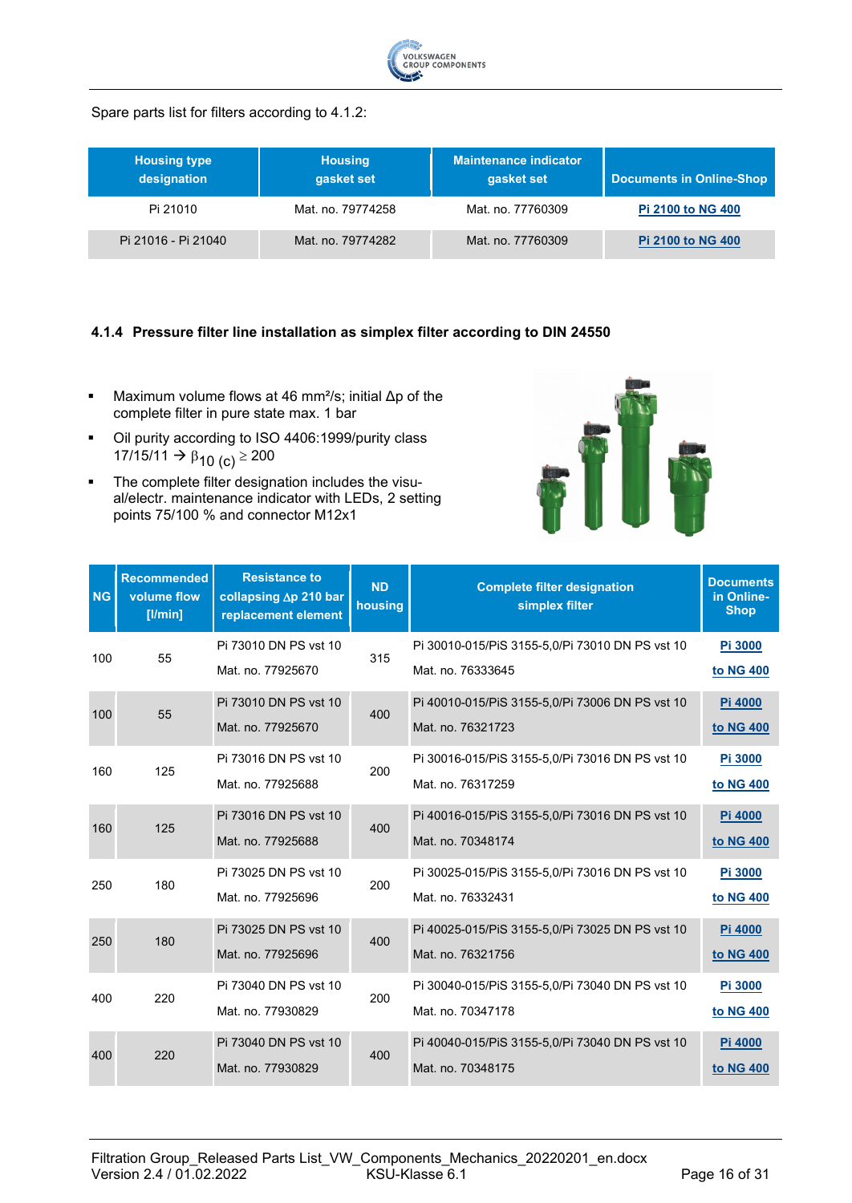Spare parts list for filters according to 4.1.2:

| Housing type designation | Housing gasket set | Maintenance indicator gasket set | Documents in Online-Shop |
|---|---|---|---|
| Pi 21010 | Mat. no. 79774258 | Mat. no. 77760309 | Pi 2100 to NG 400 |
| Pi 21016 - Pi 21040 | Mat. no. 79774282 | Mat. no. 77760309 | Pi 2100 to NG 400 |

#### 4.1.4 Pressure filter line installation as simplex filter according to DIN 24550

- Maximum volume flows at 46 mm²/s; initial Δp of the complete filter in pure state max. 1 bar
- Oil purity according to ISO 4406:1999/purity class 17/15/11 → $\beta_{10\,(c)} \geq 200$
- The complete filter designation includes the visual/electr. maintenance indicator with LEDs, 2 setting points 75/100 % and connector M12x1

| NG | Recommended volume flow [l/min] | Resistance to collapsing Δp 210 bar replacement element | ND housing | Complete filter designation simplex filter | Documents in Online-Shop |
|---|---|---|---|---|---|
| 100 | 55 | Pi 73010 DN PS vst 10<br>Mat. no. 77925670 | 315 | Pi 30010-015/PiS 3155-5,0/Pi 73010 DN PS vst 10<br>Mat. no. 76333645 | Pi 3000 to NG 400 |
| 100 | 55 | Pi 73010 DN PS vst 10<br>Mat. no. 77925670 | 400 | Pi 40010-015/PiS 3155-5,0/Pi 73006 DN PS vst 10<br>Mat. no. 76321723 | Pi 4000 to NG 400 |
| 160 | 125 | Pi 73016 DN PS vst 10<br>Mat. no. 77925688 | 200 | Pi 30016-015/PiS 3155-5,0/Pi 73016 DN PS vst 10<br>Mat. no. 76317259 | Pi 3000 to NG 400 |
| 160 | 125 | Pi 73016 DN PS vst 10<br>Mat. no. 77925688 | 400 | Pi 40016-015/PiS 3155-5,0/Pi 73016 DN PS vst 10<br>Mat. no. 70348174 | Pi 4000 to NG 400 |
| 250 | 180 | Pi 73025 DN PS vst 10<br>Mat. no. 77925696 | 200 | Pi 30025-015/PiS 3155-5,0/Pi 73016 DN PS vst 10<br>Mat. no. 76332431 | Pi 3000 to NG 400 |
| 250 | 180 | Pi 73025 DN PS vst 10<br>Mat. no. 77925696 | 400 | Pi 40025-015/PiS 3155-5,0/Pi 73025 DN PS vst 10<br>Mat. no. 76321756 | Pi 4000 to NG 400 |
| 400 | 220 | Pi 73040 DN PS vst 10<br>Mat. no. 77930829 | 200 | Pi 30040-015/PiS 3155-5,0/Pi 73040 DN PS vst 10<br>Mat. no. 70347178 | Pi 3000 to NG 400 |
| 400 | 220 | Pi 73040 DN PS vst 10<br>Mat. no. 77930829 | 400 | Pi 40040-015/PiS 3155-5,0/Pi 73040 DN PS vst 10<br>Mat. no. 70348175 | Pi 4000 to NG 400 |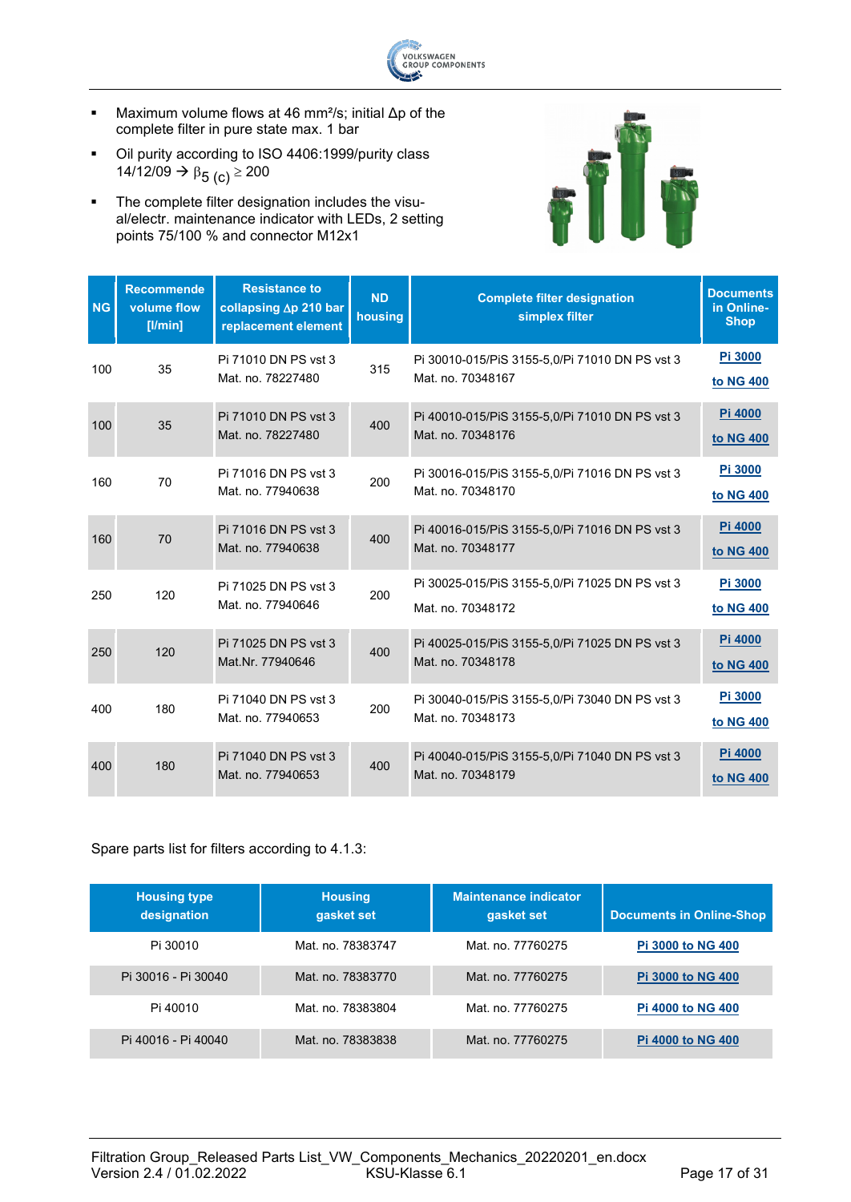- Maximum volume flows at 46 mm²/s; initial Δp of the complete filter in pure state max. 1 bar
- Oil purity according to ISO 4406:1999/purity class 14/12/09 → $\beta_{5\,(c)} \geq 200$
- The complete filter designation includes the visual/electr. maintenance indicator with LEDs, 2 setting points 75/100 % and connector M12x1

| NG | Recommende volume flow [l/min] | Resistance to collapsing Δp 210 bar replacement element | ND housing | Complete filter designation simplex filter | Documents in Online-Shop |
|---|---|---|---|---|---|
| 100 | 35 | Pi 71010 DN PS vst 3<br>Mat. no. 78227480 | 315 | Pi 30010-015/PiS 3155-5,0/Pi 71010 DN PS vst 3<br>Mat. no. 70348167 | Pi 3000 to NG 400 |
| 100 | 35 | Pi 71010 DN PS vst 3<br>Mat. no. 78227480 | 400 | Pi 40010-015/PiS 3155-5,0/Pi 71010 DN PS vst 3<br>Mat. no. 70348176 | Pi 4000 to NG 400 |
| 160 | 70 | Pi 71016 DN PS vst 3<br>Mat. no. 77940638 | 200 | Pi 30016-015/PiS 3155-5,0/Pi 71016 DN PS vst 3<br>Mat. no. 70348170 | Pi 3000 to NG 400 |
| 160 | 70 | Pi 71016 DN PS vst 3<br>Mat. no. 77940638 | 400 | Pi 40016-015/PiS 3155-5,0/Pi 71016 DN PS vst 3<br>Mat. no. 70348177 | Pi 4000 to NG 400 |
| 250 | 120 | Pi 71025 DN PS vst 3<br>Mat. no. 77940646 | 200 | Pi 30025-015/PiS 3155-5,0/Pi 71025 DN PS vst 3<br>Mat. no. 70348172 | Pi 3000 to NG 400 |
| 250 | 120 | Pi 71025 DN PS vst 3<br>Mat.Nr. 77940646 | 400 | Pi 40025-015/PiS 3155-5,0/Pi 71025 DN PS vst 3<br>Mat. no. 70348178 | Pi 4000 to NG 400 |
| 400 | 180 | Pi 71040 DN PS vst 3<br>Mat. no. 77940653 | 200 | Pi 30040-015/PiS 3155-5,0/Pi 73040 DN PS vst 3<br>Mat. no. 70348173 | Pi 3000 to NG 400 |
| 400 | 180 | Pi 71040 DN PS vst 3<br>Mat. no. 77940653 | 400 | Pi 40040-015/PiS 3155-5,0/Pi 71040 DN PS vst 3<br>Mat. no. 70348179 | Pi 4000 to NG 400 |

Spare parts list for filters according to 4.1.3:

| Housing type designation | Housing gasket set | Maintenance indicator gasket set | Documents in Online-Shop |
|---|---|---|---|
| Pi 30010 | Mat. no. 78383747 | Mat. no. 77760275 | Pi 3000 to NG 400 |
| Pi 30016 - Pi 30040 | Mat. no. 78383770 | Mat. no. 77760275 | Pi 3000 to NG 400 |
| Pi 40010 | Mat. no. 78383804 | Mat. no. 77760275 | Pi 4000 to NG 400 |
| Pi 40016 - Pi 40040 | Mat. no. 78383838 | Mat. no. 77760275 | Pi 4000 to NG 400 |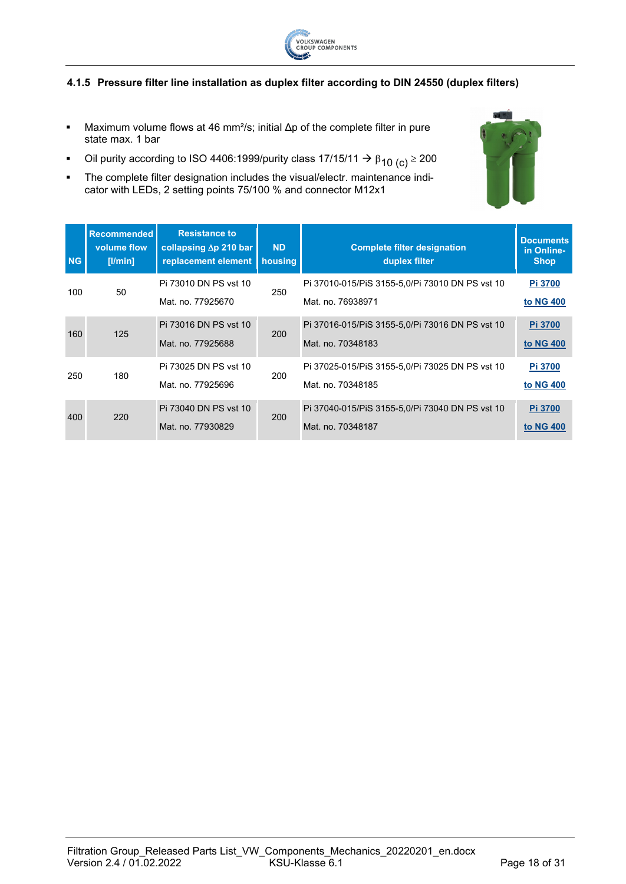### 4.1.5 Pressure filter line installation as duplex filter according to DIN 24550 (duplex filters)

- Maximum volume flows at 46 mm²/s; initial Δp of the complete filter in pure state max. 1 bar
- Oil purity according to ISO 4406:1999/purity class 17/15/11 → $\beta_{10\,(c)} \geq 200$
- The complete filter designation includes the visual/electr. maintenance indicator with LEDs, 2 setting points 75/100 % and connector M12x1

| NG | Recommended volume flow [l/min] | Resistance to collapsing Δp 210 bar replacement element | ND housing | Complete filter designation duplex filter | Documents in Online-Shop |
|---|---|---|---|---|---|
| 100 | 50 | Pi 73010 DN PS vst 10<br>Mat. no. 77925670 | 250 | Pi 37010-015/PiS 3155-5,0/Pi 73010 DN PS vst 10<br>Mat. no. 76938971 | Pi 3700 to NG 400 |
| 160 | 125 | Pi 73016 DN PS vst 10<br>Mat. no. 77925688 | 200 | Pi 37016-015/PiS 3155-5,0/Pi 73016 DN PS vst 10<br>Mat. no. 70348183 | Pi 3700 to NG 400 |
| 250 | 180 | Pi 73025 DN PS vst 10<br>Mat. no. 77925696 | 200 | Pi 37025-015/PiS 3155-5,0/Pi 73025 DN PS vst 10<br>Mat. no. 70348185 | Pi 3700 to NG 400 |
| 400 | 220 | Pi 73040 DN PS vst 10<br>Mat. no. 77930829 | 200 | Pi 37040-015/PiS 3155-5,0/Pi 73040 DN PS vst 10<br>Mat. no. 70348187 | Pi 3700 to NG 400 |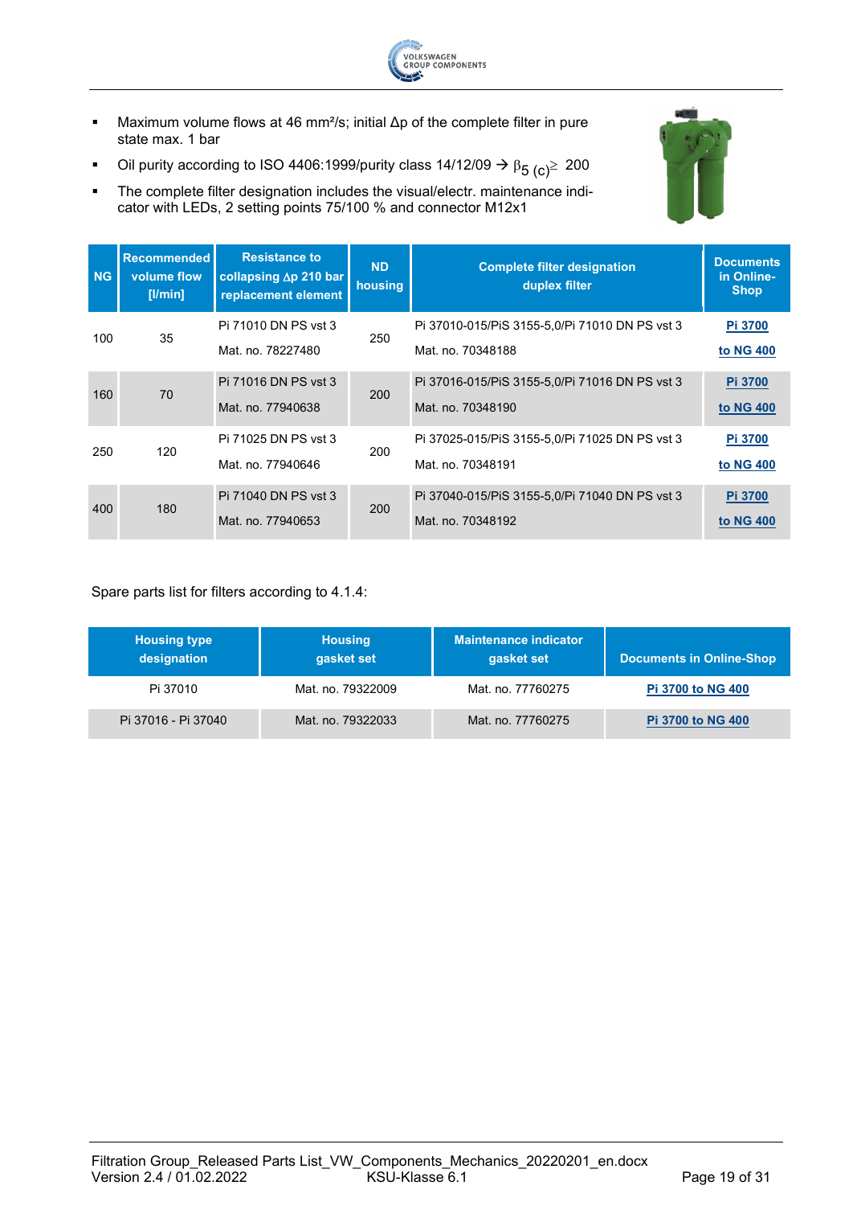- Maximum volume flows at 46 mm²/s; initial Δp of the complete filter in pure state max. 1 bar
- Oil purity according to ISO 4406:1999/purity class 14/12/09 → $\beta_{5\ (c)} \geq 200$
- The complete filter designation includes the visual/electr. maintenance indicator with LEDs, 2 setting points 75/100 % and connector M12x1

| NG | Recommended volume flow [l/min] | Resistance to collapsing Δp 210 bar replacement element | ND housing | Complete filter designation duplex filter | Documents in Online-Shop |
|---|---|---|---|---|---|
| 100 | 35 | Pi 71010 DN PS vst 3<br>Mat. no. 78227480 | 250 | Pi 37010-015/PiS 3155-5,0/Pi 71010 DN PS vst 3<br>Mat. no. 70348188 | Pi 3700 to NG 400 |
| 160 | 70 | Pi 71016 DN PS vst 3<br>Mat. no. 77940638 | 200 | Pi 37016-015/PiS 3155-5,0/Pi 71016 DN PS vst 3<br>Mat. no. 70348190 | Pi 3700 to NG 400 |
| 250 | 120 | Pi 71025 DN PS vst 3<br>Mat. no. 77940646 | 200 | Pi 37025-015/PiS 3155-5,0/Pi 71025 DN PS vst 3<br>Mat. no. 70348191 | Pi 3700 to NG 400 |
| 400 | 180 | Pi 71040 DN PS vst 3<br>Mat. no. 77940653 | 200 | Pi 37040-015/PiS 3155-5,0/Pi 71040 DN PS vst 3<br>Mat. no. 70348192 | Pi 3700 to NG 400 |

Spare parts list for filters according to 4.1.4:

| Housing type designation | Housing gasket set | Maintenance indicator gasket set | Documents in Online-Shop |
|---|---|---|---|
| Pi 37010 | Mat. no. 79322009 | Mat. no. 77760275 | Pi 3700 to NG 400 |
| Pi 37016 - Pi 37040 | Mat. no. 79322033 | Mat. no. 77760275 | Pi 3700 to NG 400 |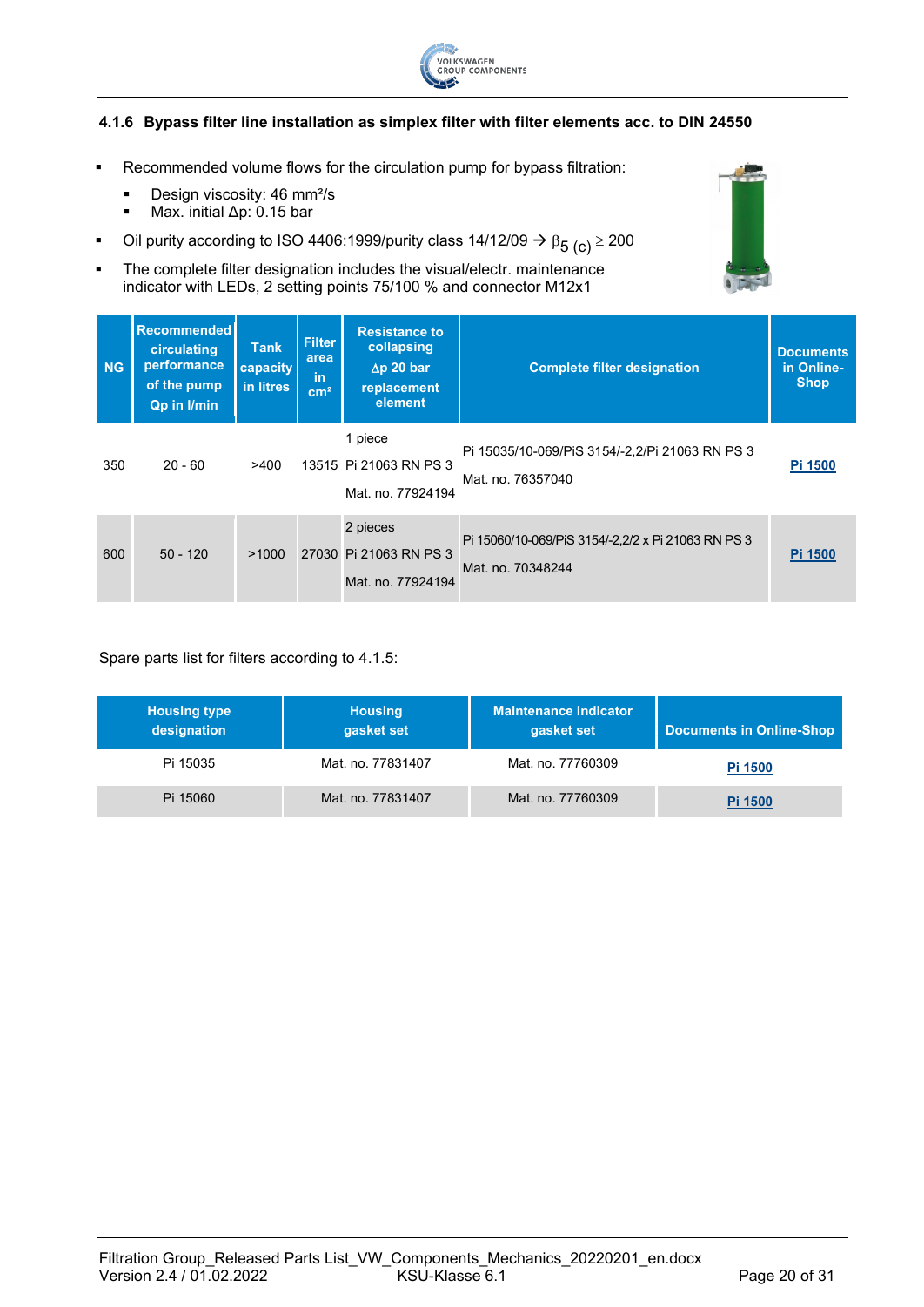#### 4.1.6 Bypass filter line installation as simplex filter with filter elements acc. to DIN 24550

- Recommended volume flows for the circulation pump for bypass filtration:
  - Design viscosity: 46 mm²/s
  - Max. initial Δp: 0.15 bar
- Oil purity according to ISO 4406:1999/purity class 14/12/09 → $\beta_{5\ (c)} \geq 200$
- The complete filter designation includes the visual/electr. maintenance indicator with LEDs, 2 setting points 75/100 % and connector M12x1

| NG | Recommended circulating performance of the pump Qp in l/min | Tank capacity in litres | Filter area in cm² | Resistance to collapsing Δp 20 bar replacement element | Complete filter designation | Documents in Online-Shop |
|---|---|---|---|---|---|---|
| 350 | 20 - 60 | >400 | 13515 | 1 piece<br>Pi 21063 RN PS 3<br>Mat. no. 77924194 | Pi 15035/10-069/PiS 3154/-2,2/Pi 21063 RN PS 3<br>Mat. no. 76357040 | Pi 1500 |
| 600 | 50 - 120 | >1000 | 27030 | 2 pieces<br>Pi 21063 RN PS 3<br>Mat. no. 77924194 | Pi 15060/10-069/PiS 3154/-2,2/2 x Pi 21063 RN PS 3<br>Mat. no. 70348244 | Pi 1500 |

Spare parts list for filters according to 4.1.5:

| Housing type designation | Housing gasket set | Maintenance indicator gasket set | Documents in Online-Shop |
|---|---|---|---|
| Pi 15035 | Mat. no. 77831407 | Mat. no. 77760309 | Pi 1500 |
| Pi 15060 | Mat. no. 77831407 | Mat. no. 77760309 | Pi 1500 |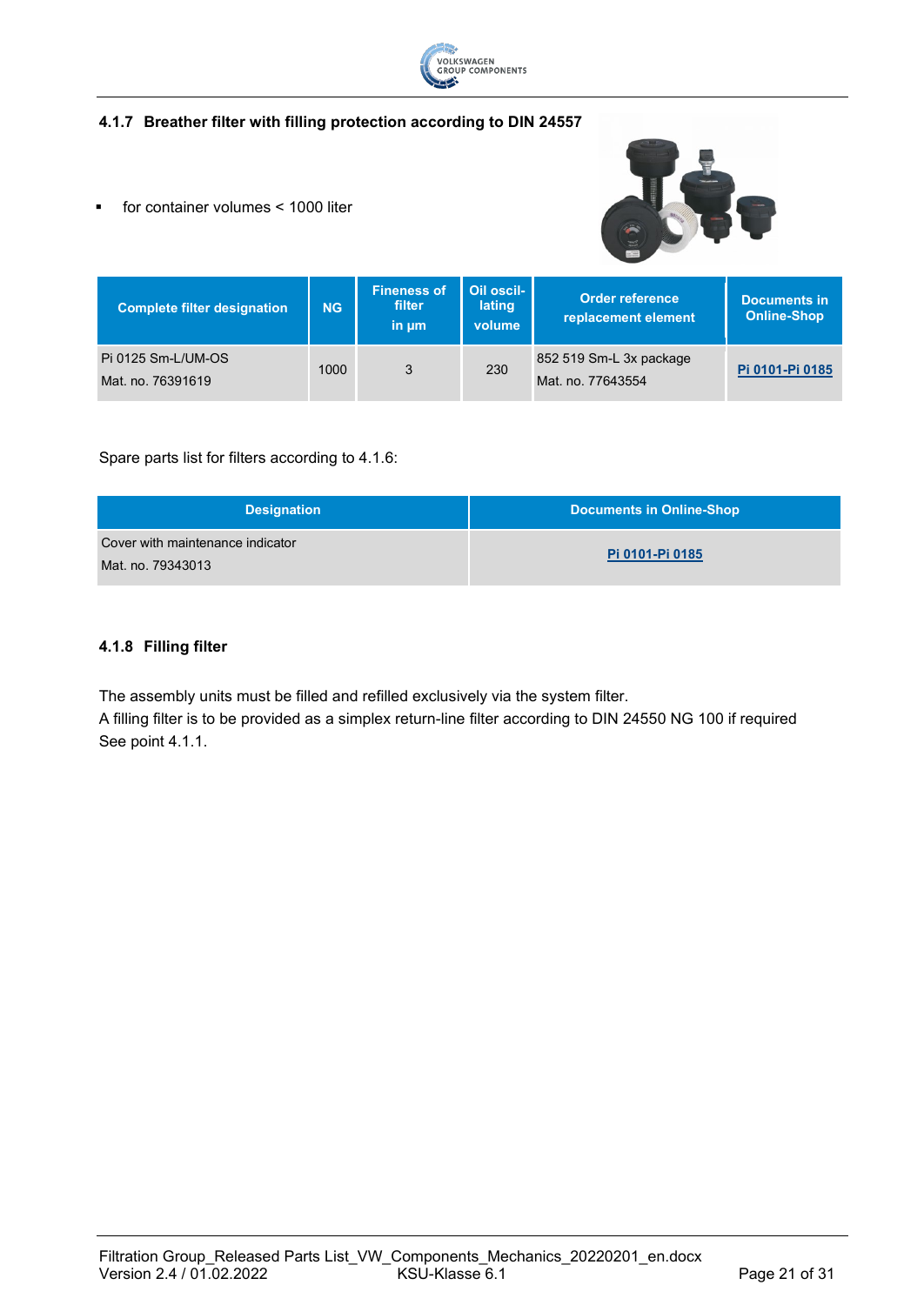### 4.1.7 Breather filter with filling protection according to DIN 24557

- for container volumes < 1000 liter

| Complete filter designation | NG | Fineness of filter in µm | Oil oscil-lating volume | Order reference replacement element | Documents in Online-Shop |
|---|---|---|---|---|---|
| Pi 0125 Sm-L/UM-OS<br>Mat. no. 76391619 | 1000 | 3 | 230 | 852 519 Sm-L 3x package<br>Mat. no. 77643554 | Pi 0101-Pi 0185 |

Spare parts list for filters according to 4.1.6:

| Designation | Documents in Online-Shop |
|---|---|
| Cover with maintenance indicator<br>Mat. no. 79343013 | Pi 0101-Pi 0185 |

### 4.1.8 Filling filter

The assembly units must be filled and refilled exclusively via the system filter.
A filling filter is to be provided as a simplex return-line filter according to DIN 24550 NG 100 if required
See point 4.1.1.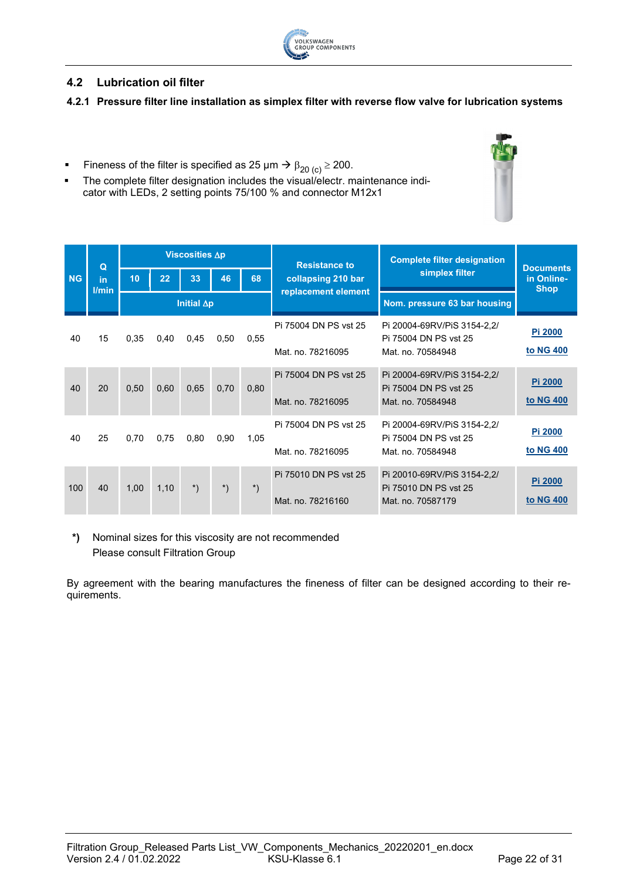## 4.2 Lubrication oil filter

### 4.2.1 Pressure filter line installation as simplex filter with reverse flow valve for lubrication systems

- Fineness of the filter is specified as 25 µm → $\beta_{20\ (c)} \geq 200$.
- The complete filter designation includes the visual/electr. maintenance indicator with LEDs, 2 setting points 75/100 % and connector M12x1

| NG | Q in l/min | Viscosities Δp | | | | | Resistance to collapsing 210 bar replacement element | Complete filter designation simplex filter | Documents in Online-Shop |
|---|---|---|---|---|---|---|---|---|---|
| | | 10 | 22 | 33 | 46 | 68 | | Nom. pressure 63 bar housing | |
| | | Initial Δp | | | | | | | |
| 40 | 15 | 0,35 | 0,40 | 0,45 | 0,50 | 0,55 | Pi 75004 DN PS vst 25 Mat. no. 78216095 | Pi 20004-69RV/PiS 3154-2,2/ Pi 75004 DN PS vst 25 Mat. no. 70584948 | Pi 2000 to NG 400 |
| 40 | 20 | 0,50 | 0,60 | 0,65 | 0,70 | 0,80 | Pi 75004 DN PS vst 25 Mat. no. 78216095 | Pi 20004-69RV/PiS 3154-2,2/ Pi 75004 DN PS vst 25 Mat. no. 70584948 | Pi 2000 to NG 400 |
| 40 | 25 | 0,70 | 0,75 | 0,80 | 0,90 | 1,05 | Pi 75004 DN PS vst 25 Mat. no. 78216095 | Pi 20004-69RV/PiS 3154-2,2/ Pi 75004 DN PS vst 25 Mat. no. 70584948 | Pi 2000 to NG 400 |
| 100 | 40 | 1,00 | 1,10 | *) | *) | *) | Pi 75010 DN PS vst 25 Mat. no. 78216160 | Pi 20010-69RV/PiS 3154-2,2/ Pi 75010 DN PS vst 25 Mat. no. 70587179 | Pi 2000 to NG 400 |

**\*)** Nominal sizes for this viscosity are not recommended
Please consult Filtration Group

By agreement with the bearing manufactures the fineness of filter can be designed according to their requirements.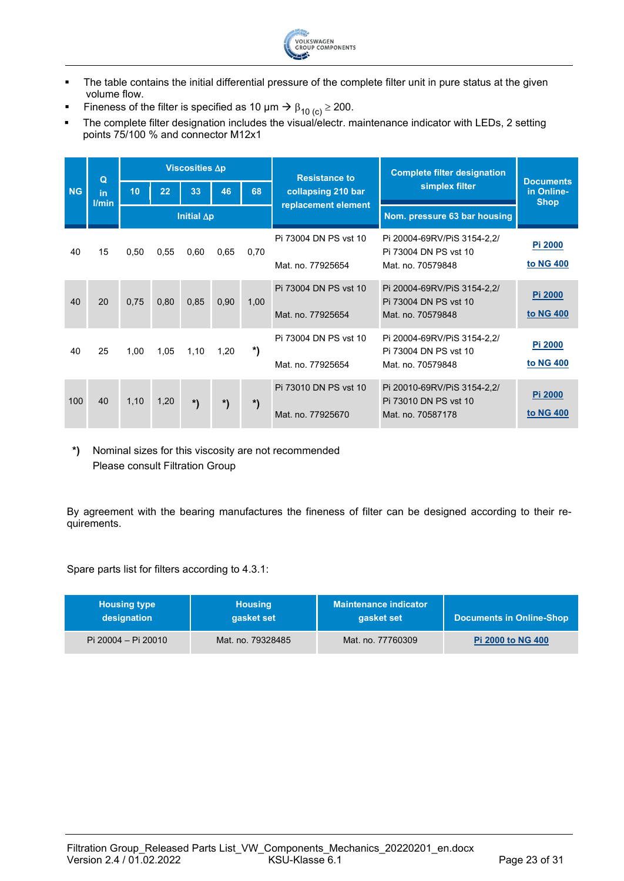- The table contains the initial differential pressure of the complete filter unit in pure status at the given volume flow.
- Fineness of the filter is specified as 10 µm → $\beta_{10\,(c)} \geq 200$.
- The complete filter designation includes the visual/electr. maintenance indicator with LEDs, 2 setting points 75/100 % and connector M12x1

| NG | Q in l/min | Viscosities Δp | | | | | Resistance to collapsing 210 bar replacement element | Complete filter designation simplex filter | Documents in Online-Shop |
|---|---|---|---|---|---|---|---|---|---|
| | | 10 | 22 | 33 | 46 | 68 | | Nom. pressure 63 bar housing | |
| | | Initial Δp | | | | | | | |
| 40 | 15 | 0,50 | 0,55 | 0,60 | 0,65 | 0,70 | Pi 73004 DN PS vst 10<br>Mat. no. 77925654 | Pi 20004-69RV/PiS 3154-2,2/ Pi 73004 DN PS vst 10<br>Mat. no. 70579848 | Pi 2000 to NG 400 |
| 40 | 20 | 0,75 | 0,80 | 0,85 | 0,90 | 1,00 | Pi 73004 DN PS vst 10<br>Mat. no. 77925654 | Pi 20004-69RV/PiS 3154-2,2/ Pi 73004 DN PS vst 10<br>Mat. no. 70579848 | Pi 2000 to NG 400 |
| 40 | 25 | 1,00 | 1,05 | 1,10 | 1,20 | *) | Pi 73004 DN PS vst 10<br>Mat. no. 77925654 | Pi 20004-69RV/PiS 3154-2,2/ Pi 73004 DN PS vst 10<br>Mat. no. 70579848 | Pi 2000 to NG 400 |
| 100 | 40 | 1,10 | 1,20 | *) | *) | *) | Pi 73010 DN PS vst 10<br>Mat. no. 77925670 | Pi 20010-69RV/PiS 3154-2,2/ Pi 73010 DN PS vst 10<br>Mat. no. 70587178 | Pi 2000 to NG 400 |

**\*)** Nominal sizes for this viscosity are not recommended
Please consult Filtration Group

By agreement with the bearing manufactures the fineness of filter can be designed according to their requirements.

Spare parts list for filters according to 4.3.1:

| Housing type designation | Housing gasket set | Maintenance indicator gasket set | Documents in Online-Shop |
|---|---|---|---|
| Pi 20004 – Pi 20010 | Mat. no. 79328485 | Mat. no. 77760309 | Pi 2000 to NG 400 |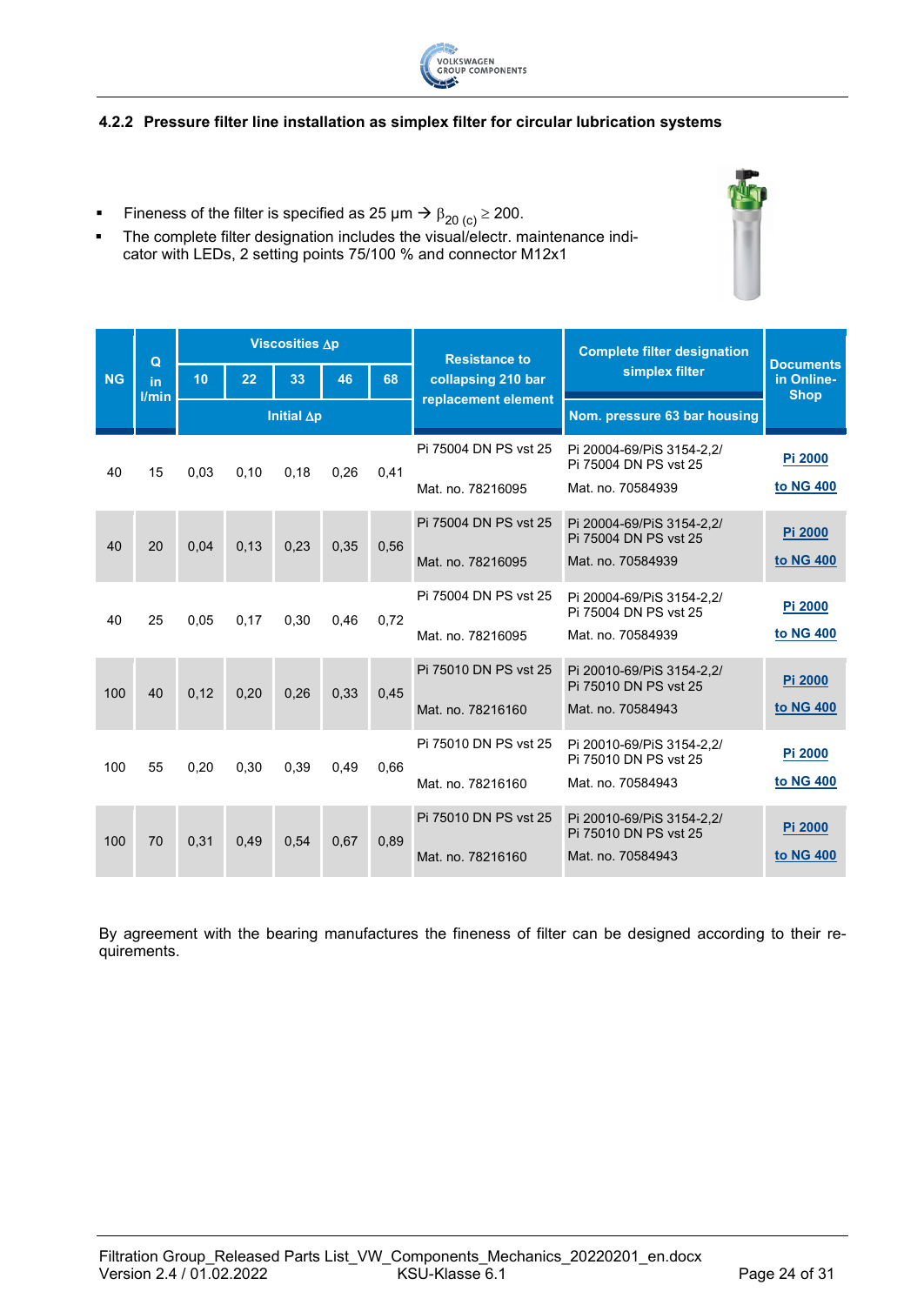### 4.2.2 Pressure filter line installation as simplex filter for circular lubrication systems

- Fineness of the filter is specified as 25 µm → $\beta_{20\,(c)} \geq 200$.
- The complete filter designation includes the visual/electr. maintenance indicator with LEDs, 2 setting points 75/100 % and connector M12x1

| NG | Q in l/min | Viscosities Δp | | | | | Resistance to collapsing 210 bar replacement element | Complete filter designation simplex filter | Documents in Online-Shop |
|---|---|---|---|---|---|---|---|---|---|
| | | 10 | 22 | 33 | 46 | 68 | | Nom. pressure 63 bar housing | |
| | | Initial Δp | | | | | | | |
| 40 | 15 | 0,03 | 0,10 | 0,18 | 0,26 | 0,41 | Pi 75004 DN PS vst 25 Mat. no. 78216095 | Pi 20004-69/PiS 3154-2,2/ Pi 75004 DN PS vst 25 Mat. no. 70584939 | Pi 2000 to NG 400 |
| 40 | 20 | 0,04 | 0,13 | 0,23 | 0,35 | 0,56 | Pi 75004 DN PS vst 25 Mat. no. 78216095 | Pi 20004-69/PiS 3154-2,2/ Pi 75004 DN PS vst 25 Mat. no. 70584939 | Pi 2000 to NG 400 |
| 40 | 25 | 0,05 | 0,17 | 0,30 | 0,46 | 0,72 | Pi 75004 DN PS vst 25 Mat. no. 78216095 | Pi 20004-69/PiS 3154-2,2/ Pi 75004 DN PS vst 25 Mat. no. 70584939 | Pi 2000 to NG 400 |
| 100 | 40 | 0,12 | 0,20 | 0,26 | 0,33 | 0,45 | Pi 75010 DN PS vst 25 Mat. no. 78216160 | Pi 20010-69/PiS 3154-2,2/ Pi 75010 DN PS vst 25 Mat. no. 70584943 | Pi 2000 to NG 400 |
| 100 | 55 | 0,20 | 0,30 | 0,39 | 0,49 | 0,66 | Pi 75010 DN PS vst 25 Mat. no. 78216160 | Pi 20010-69/PiS 3154-2,2/ Pi 75010 DN PS vst 25 Mat. no. 70584943 | Pi 2000 to NG 400 |
| 100 | 70 | 0,31 | 0,49 | 0,54 | 0,67 | 0,89 | Pi 75010 DN PS vst 25 Mat. no. 78216160 | Pi 20010-69/PiS 3154-2,2/ Pi 75010 DN PS vst 25 Mat. no. 70584943 | Pi 2000 to NG 400 |

By agreement with the bearing manufactures the fineness of filter can be designed according to their requirements.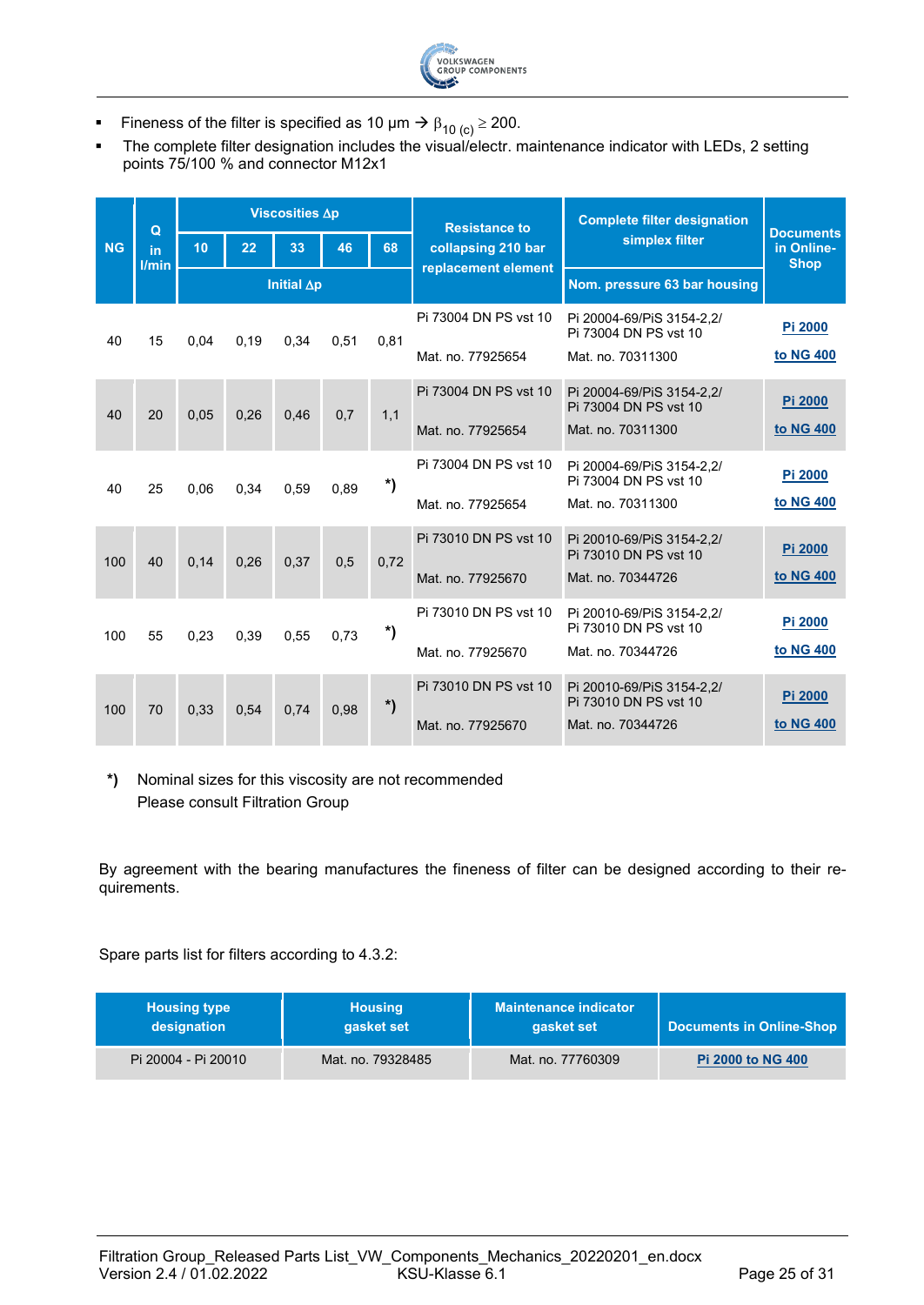- Fineness of the filter is specified as 10 µm → $\beta_{10\ (c)} \geq 200$.
- The complete filter designation includes the visual/electr. maintenance indicator with LEDs, 2 setting points 75/100 % and connector M12x1

| NG | Q in l/min | Viscosities Δp | | | | | Resistance to collapsing 210 bar replacement element | Complete filter designation simplex filter | Documents in Online-Shop |
|---|---|---|---|---|---|---|---|---|---|
| | | 10 | 22 | 33 | 46 | 68 | | Nom. pressure 63 bar housing | |
| | | Initial Δp | | | | | | | |
| 40 | 15 | 0,04 | 0,19 | 0,34 | 0,51 | 0,81 | Pi 73004 DN PS vst 10<br>Mat. no. 77925654 | Pi 20004-69/PiS 3154-2,2/ Pi 73004 DN PS vst 10<br>Mat. no. 70311300 | Pi 2000 to NG 400 |
| 40 | 20 | 0,05 | 0,26 | 0,46 | 0,7 | 1,1 | Pi 73004 DN PS vst 10<br>Mat. no. 77925654 | Pi 20004-69/PiS 3154-2,2/ Pi 73004 DN PS vst 10<br>Mat. no. 70311300 | Pi 2000 to NG 400 |
| 40 | 25 | 0,06 | 0,34 | 0,59 | 0,89 | *) | Pi 73004 DN PS vst 10<br>Mat. no. 77925654 | Pi 20004-69/PiS 3154-2,2/ Pi 73004 DN PS vst 10<br>Mat. no. 70311300 | Pi 2000 to NG 400 |
| 100 | 40 | 0,14 | 0,26 | 0,37 | 0,5 | 0,72 | Pi 73010 DN PS vst 10<br>Mat. no. 77925670 | Pi 20010-69/PiS 3154-2,2/ Pi 73010 DN PS vst 10<br>Mat. no. 70344726 | Pi 2000 to NG 400 |
| 100 | 55 | 0,23 | 0,39 | 0,55 | 0,73 | *) | Pi 73010 DN PS vst 10<br>Mat. no. 77925670 | Pi 20010-69/PiS 3154-2,2/ Pi 73010 DN PS vst 10<br>Mat. no. 70344726 | Pi 2000 to NG 400 |
| 100 | 70 | 0,33 | 0,54 | 0,74 | 0,98 | *) | Pi 73010 DN PS vst 10<br>Mat. no. 77925670 | Pi 20010-69/PiS 3154-2,2/ Pi 73010 DN PS vst 10<br>Mat. no. 70344726 | Pi 2000 to NG 400 |

**\*)** Nominal sizes for this viscosity are not recommended
Please consult Filtration Group

By agreement with the bearing manufactures the fineness of filter can be designed according to their requirements.

Spare parts list for filters according to 4.3.2:

| Housing type designation | Housing gasket set | Maintenance indicator gasket set | Documents in Online-Shop |
|---|---|---|---|
| Pi 20004 - Pi 20010 | Mat. no. 79328485 | Mat. no. 77760309 | Pi 2000 to NG 400 |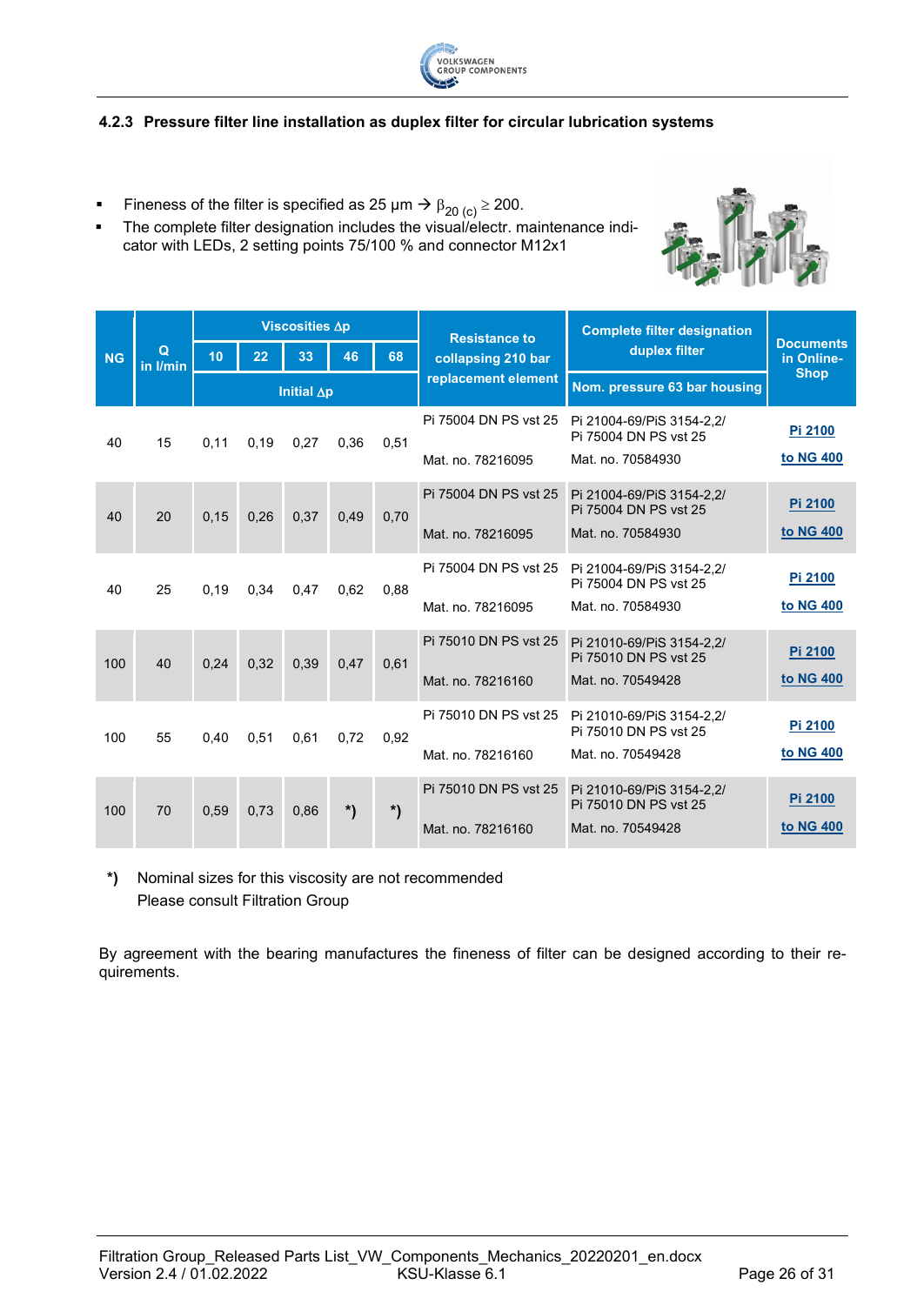### 4.2.3 Pressure filter line installation as duplex filter for circular lubrication systems

- Fineness of the filter is specified as 25 µm → $\beta_{20\,(c)} \geq 200$.
- The complete filter designation includes the visual/electr. maintenance indicator with LEDs, 2 setting points 75/100 % and connector M12x1

| NG | Q in l/min | Viscosities Δp | | | | | Resistance to collapsing 210 bar replacement element | Complete filter designation duplex filter | Documents in Online-Shop |
|---|---|---|---|---|---|---|---|---|---|
| | | 10 | 22 | 33 | 46 | 68 | | Nom. pressure 63 bar housing | |
| | | Initial Δp | | | | | | | |
| 40 | 15 | 0,11 | 0,19 | 0,27 | 0,36 | 0,51 | Pi 75004 DN PS vst 25<br>Mat. no. 78216095 | Pi 21004-69/PiS 3154-2,2/ Pi 75004 DN PS vst 25<br>Mat. no. 70584930 | Pi 2100<br>to NG 400 |
| 40 | 20 | 0,15 | 0,26 | 0,37 | 0,49 | 0,70 | Pi 75004 DN PS vst 25<br>Mat. no. 78216095 | Pi 21004-69/PiS 3154-2,2/ Pi 75004 DN PS vst 25<br>Mat. no. 70584930 | Pi 2100<br>to NG 400 |
| 40 | 25 | 0,19 | 0,34 | 0,47 | 0,62 | 0,88 | Pi 75004 DN PS vst 25<br>Mat. no. 78216095 | Pi 21004-69/PiS 3154-2,2/ Pi 75004 DN PS vst 25<br>Mat. no. 70584930 | Pi 2100<br>to NG 400 |
| 100 | 40 | 0,24 | 0,32 | 0,39 | 0,47 | 0,61 | Pi 75010 DN PS vst 25<br>Mat. no. 78216160 | Pi 21010-69/PiS 3154-2,2/ Pi 75010 DN PS vst 25<br>Mat. no. 70549428 | Pi 2100<br>to NG 400 |
| 100 | 55 | 0,40 | 0,51 | 0,61 | 0,72 | 0,92 | Pi 75010 DN PS vst 25<br>Mat. no. 78216160 | Pi 21010-69/PiS 3154-2,2/ Pi 75010 DN PS vst 25<br>Mat. no. 70549428 | Pi 2100<br>to NG 400 |
| 100 | 70 | 0,59 | 0,73 | 0,86 | *) | *) | Pi 75010 DN PS vst 25<br>Mat. no. 78216160 | Pi 21010-69/PiS 3154-2,2/ Pi 75010 DN PS vst 25<br>Mat. no. 70549428 | Pi 2100<br>to NG 400 |

**\*)** Nominal sizes for this viscosity are not recommended
Please consult Filtration Group

By agreement with the bearing manufactures the fineness of filter can be designed according to their requirements.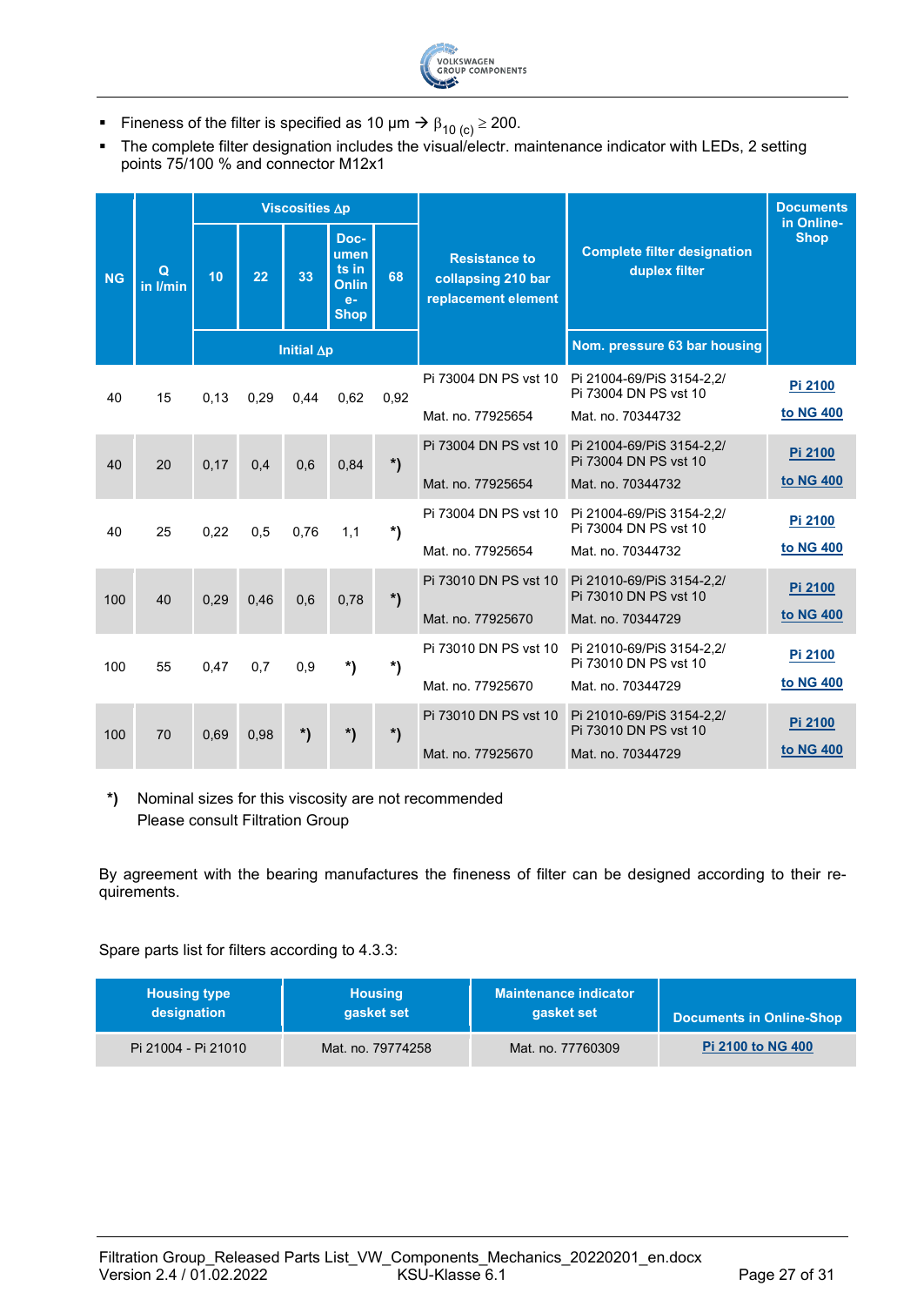- Fineness of the filter is specified as 10 µm → $\beta_{10\,(c)} \geq 200$.
- The complete filter designation includes the visual/electr. maintenance indicator with LEDs, 2 setting points 75/100 % and connector M12x1

| NG | Q in l/min | Viscosities Δp | | | | | Resistance to collapsing 210 bar replacement element | Complete filter designation duplex filter | Documents in Online-Shop |
|---|---|---|---|---|---|---|---|---|---|
| | | 10 | 22 | 33 | Documents in Online-Shop | 68 | | Nom. pressure 63 bar housing | |
| | | Initial Δp | | | | | | | |
| 40 | 15 | 0,13 | 0,29 | 0,44 | 0,62 | 0,92 | Pi 73004 DN PS vst 10<br>Mat. no. 77925654 | Pi 21004-69/PiS 3154-2,2/ Pi 73004 DN PS vst 10<br>Mat. no. 70344732 | Pi 2100 to NG 400 |
| 40 | 20 | 0,17 | 0,4 | 0,6 | 0,84 | *) | Pi 73004 DN PS vst 10<br>Mat. no. 77925654 | Pi 21004-69/PiS 3154-2,2/ Pi 73004 DN PS vst 10<br>Mat. no. 70344732 | Pi 2100 to NG 400 |
| 40 | 25 | 0,22 | 0,5 | 0,76 | 1,1 | *) | Pi 73004 DN PS vst 10<br>Mat. no. 77925654 | Pi 21004-69/PiS 3154-2,2/ Pi 73004 DN PS vst 10<br>Mat. no. 70344732 | Pi 2100 to NG 400 |
| 100 | 40 | 0,29 | 0,46 | 0,6 | 0,78 | *) | Pi 73010 DN PS vst 10<br>Mat. no. 77925670 | Pi 21010-69/PiS 3154-2,2/ Pi 73010 DN PS vst 10<br>Mat. no. 70344729 | Pi 2100 to NG 400 |
| 100 | 55 | 0,47 | 0,7 | 0,9 | *) | *) | Pi 73010 DN PS vst 10<br>Mat. no. 77925670 | Pi 21010-69/PiS 3154-2,2/ Pi 73010 DN PS vst 10<br>Mat. no. 70344729 | Pi 2100 to NG 400 |
| 100 | 70 | 0,69 | 0,98 | *) | *) | *) | Pi 73010 DN PS vst 10<br>Mat. no. 77925670 | Pi 21010-69/PiS 3154-2,2/ Pi 73010 DN PS vst 10<br>Mat. no. 70344729 | Pi 2100 to NG 400 |

*) Nominal sizes for this viscosity are not recommended
Please consult Filtration Group

By agreement with the bearing manufactures the fineness of filter can be designed according to their requirements.

Spare parts list for filters according to 4.3.3:

| Housing type designation | Housing gasket set | Maintenance indicator gasket set | Documents in Online-Shop |
|---|---|---|---|
| Pi 21004 - Pi 21010 | Mat. no. 79774258 | Mat. no. 77760309 | Pi 2100 to NG 400 |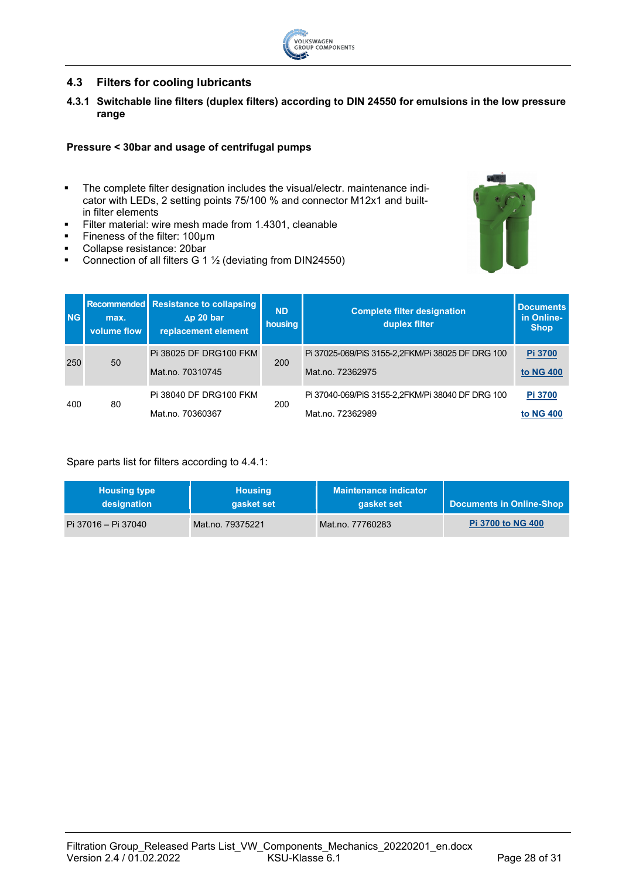## 4.3 Filters for cooling lubricants

### 4.3.1 Switchable line filters (duplex filters) according to DIN 24550 for emulsions in the low pressure range

**Pressure < 30bar and usage of centrifugal pumps**

- The complete filter designation includes the visual/electr. maintenance indicator with LEDs, 2 setting points 75/100 % and connector M12x1 and built-in filter elements
- Filter material: wire mesh made from 1.4301, cleanable
- Fineness of the filter: 100µm
- Collapse resistance: 20bar
- Connection of all filters G 1 ½ (deviating from DIN24550)

| NG | Recommended max. volume flow | Resistance to collapsing Δp 20 bar replacement element | ND housing | Complete filter designation duplex filter | Documents in Online-Shop |
|---|---|---|---|---|---|
| 250 | 50 | Pi 38025 DF DRG100 FKM<br>Mat.no. 70310745 | 200 | Pi 37025-069/PiS 3155-2,2FKM/Pi 38025 DF DRG 100<br>Mat.no. 72362975 | Pi 3700 to NG 400 |
| 400 | 80 | Pi 38040 DF DRG100 FKM<br>Mat.no. 70360367 | 200 | Pi 37040-069/PiS 3155-2,2FKM/Pi 38040 DF DRG 100<br>Mat.no. 72362989 | Pi 3700 to NG 400 |

Spare parts list for filters according to 4.4.1:

| Housing type designation | Housing gasket set | Maintenance indicator gasket set | Documents in Online-Shop |
|---|---|---|---|
| Pi 37016 – Pi 37040 | Mat.no. 79375221 | Mat.no. 77760283 | Pi 3700 to NG 400 |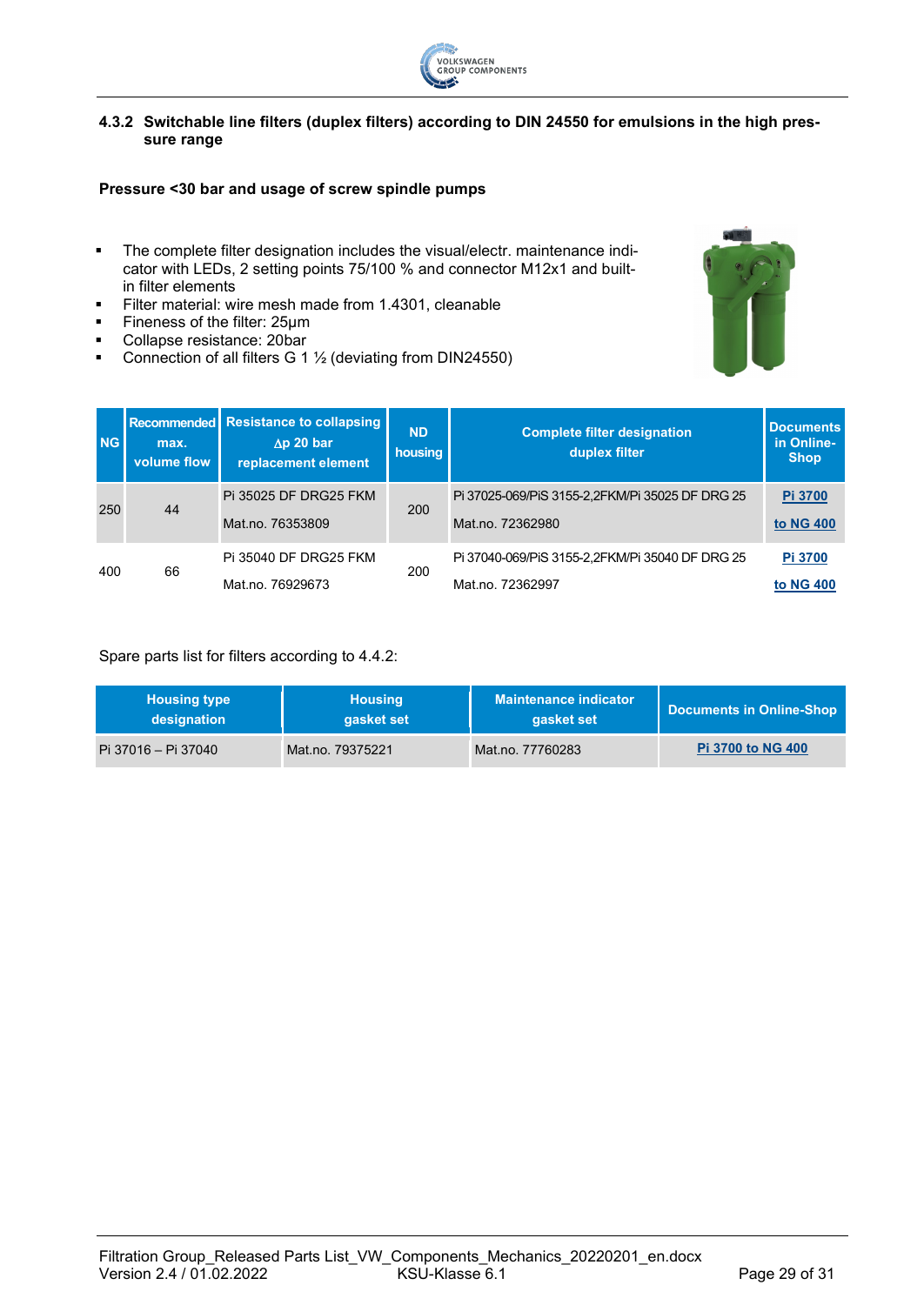### 4.3.2 Switchable line filters (duplex filters) according to DIN 24550 for emulsions in the high pressure range

**Pressure <30 bar and usage of screw spindle pumps**

- The complete filter designation includes the visual/electr. maintenance indicator with LEDs, 2 setting points 75/100 % and connector M12x1 and built-in filter elements
- Filter material: wire mesh made from 1.4301, cleanable
- Fineness of the filter: 25µm
- Collapse resistance: 20bar
- Connection of all filters G 1 ½ (deviating from DIN24550)

| NG | Recommended max. volume flow | Resistance to collapsing $\Delta p$ 20 bar replacement element | ND housing | Complete filter designation duplex filter | Documents in Online-Shop |
|---|---|---|---|---|---|
| 250 | 44 | Pi 35025 DF DRG25 FKM<br>Mat.no. 76353809 | 200 | Pi 37025-069/PiS 3155-2,2FKM/Pi 35025 DF DRG 25<br>Mat.no. 72362980 | Pi 3700<br>to NG 400 |
| 400 | 66 | Pi 35040 DF DRG25 FKM<br>Mat.no. 76929673 | 200 | Pi 37040-069/PiS 3155-2,2FKM/Pi 35040 DF DRG 25<br>Mat.no. 72362997 | Pi 3700<br>to NG 400 |

Spare parts list for filters according to 4.4.2:

| Housing type designation | Housing gasket set | Maintenance indicator gasket set | Documents in Online-Shop |
|---|---|---|---|
| Pi 37016 – Pi 37040 | Mat.no. 79375221 | Mat.no. 77760283 | Pi 3700 to NG 400 |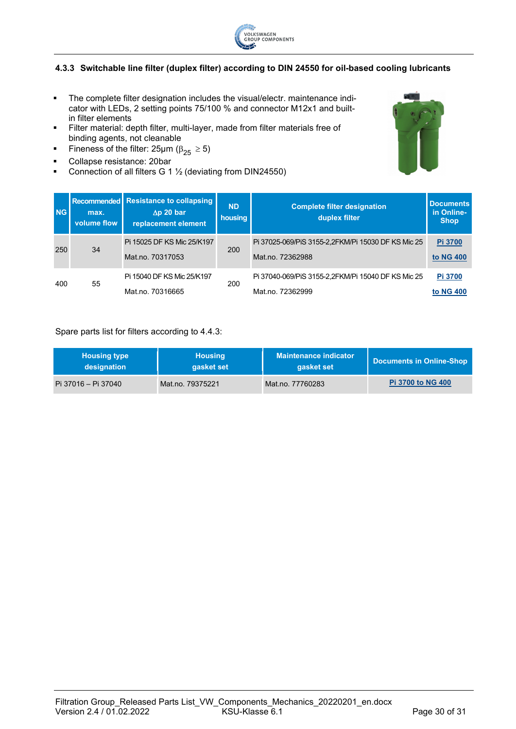### 4.3.3 Switchable line filter (duplex filter) according to DIN 24550 for oil-based cooling lubricants

- The complete filter designation includes the visual/electr. maintenance indicator with LEDs, 2 setting points 75/100 % and connector M12x1 and built-in filter elements
- Filter material: depth filter, multi-layer, made from filter materials free of binding agents, not cleanable
- Fineness of the filter: 25µm ($\beta_{25} \geq 5$)
- Collapse resistance: 20bar
- Connection of all filters G 1 ½ (deviating from DIN24550)

| NG | Recommended max. volume flow | Resistance to collapsing $\Delta p$ 20 bar replacement element | ND housing | Complete filter designation duplex filter | Documents in Online-Shop |
|---|---|---|---|---|---|
| 250 | 34 | Pi 15025 DF KS Mic 25/K197<br>Mat.no. 70317053 | 200 | Pi 37025-069/PiS 3155-2,2FKM/Pi 15030 DF KS Mic 25<br>Mat.no. 72362988 | Pi 3700<br>to NG 400 |
| 400 | 55 | Pi 15040 DF KS Mic 25/K197<br>Mat.no. 70316665 | 200 | Pi 37040-069/PiS 3155-2,2FKM/Pi 15040 DF KS Mic 25<br>Mat.no. 72362999 | Pi 3700<br>to NG 400 |

Spare parts list for filters according to 4.4.3:

| Housing type designation | Housing gasket set | Maintenance indicator gasket set | Documents in Online-Shop |
|---|---|---|---|
| Pi 37016 – Pi 37040 | Mat.no. 79375221 | Mat.no. 77760283 | Pi 3700 to NG 400 |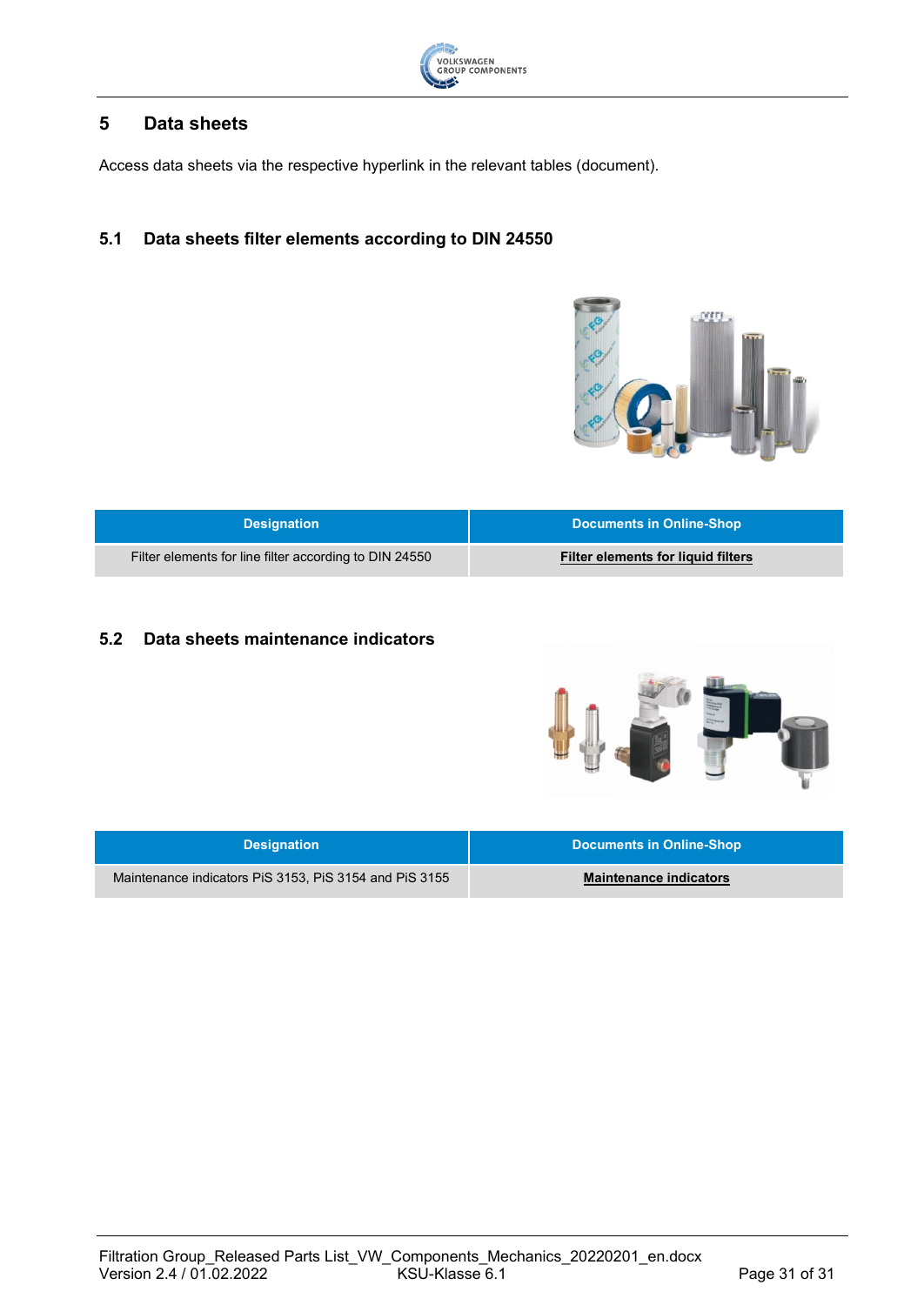# 5 Data sheets

Access data sheets via the respective hyperlink in the relevant tables (document).

## 5.1 Data sheets filter elements according to DIN 24550

| Designation | Documents in Online-Shop |
| --- | --- |
| Filter elements for line filter according to DIN 24550 | **Filter elements for liquid filters** |

## 5.2 Data sheets maintenance indicators

| Designation | Documents in Online-Shop |
| --- | --- |
| Maintenance indicators PiS 3153, PiS 3154 and PiS 3155 | **Maintenance indicators** |